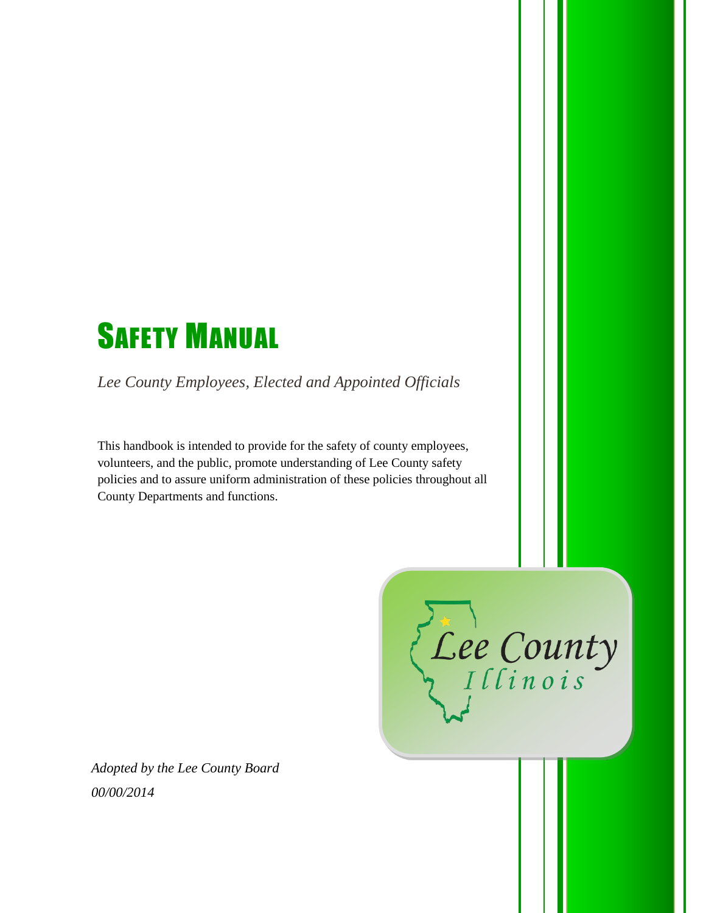# Safety Manual

*Lee County Employees, Elected and Appointed Officials*

This handbook is intended to provide for the safety of county employees, volunteers, and the public, promote understanding of Lee County safety policies and to assure uniform administration of these policies throughout all County Departments and functions.

Lee County
Illinois

*Adopted by the Lee County Board*

*00/00/2014*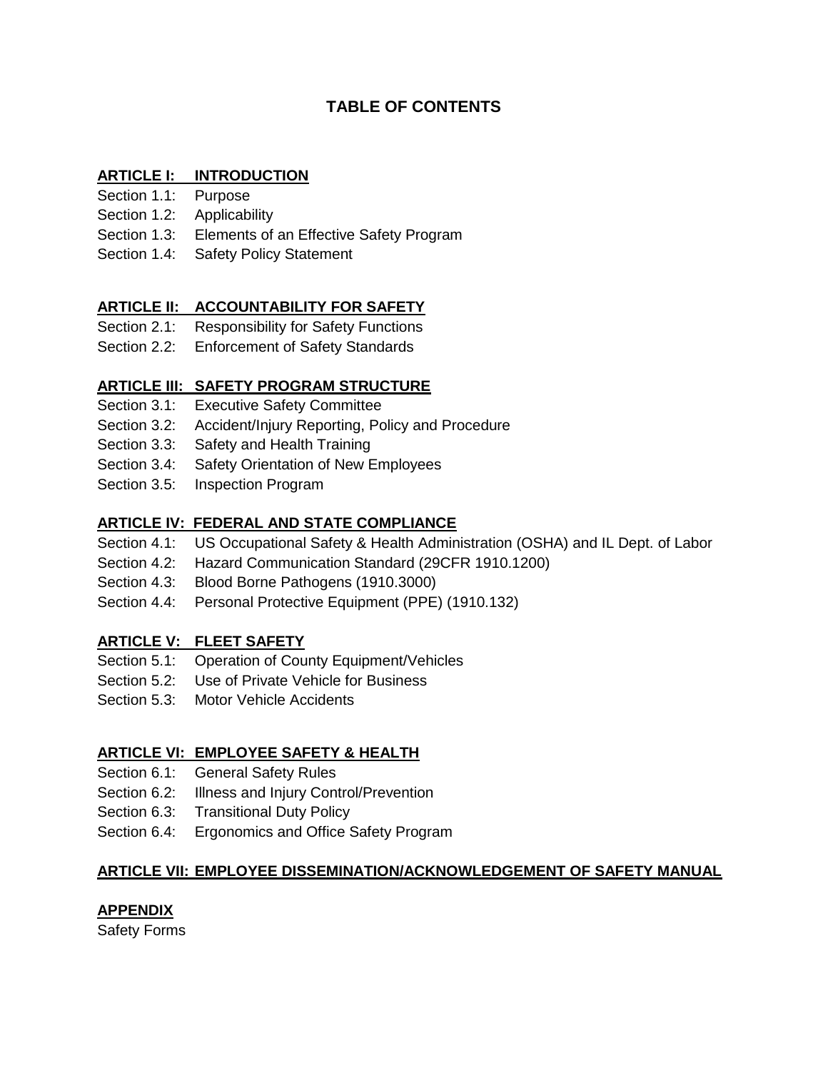# TABLE OF CONTENTS

## ARTICLE I: INTRODUCTION

Section 1.1: Purpose
Section 1.2: Applicability
Section 1.3: Elements of an Effective Safety Program
Section 1.4: Safety Policy Statement

## ARTICLE II: ACCOUNTABILITY FOR SAFETY

Section 2.1: Responsibility for Safety Functions
Section 2.2: Enforcement of Safety Standards

## ARTICLE III: SAFETY PROGRAM STRUCTURE

Section 3.1: Executive Safety Committee
Section 3.2: Accident/Injury Reporting, Policy and Procedure
Section 3.3: Safety and Health Training
Section 3.4: Safety Orientation of New Employees
Section 3.5: Inspection Program

## ARTICLE IV: FEDERAL AND STATE COMPLIANCE

Section 4.1: US Occupational Safety & Health Administration (OSHA) and IL Dept. of Labor
Section 4.2: Hazard Communication Standard (29CFR 1910.1200)
Section 4.3: Blood Borne Pathogens (1910.3000)
Section 4.4: Personal Protective Equipment (PPE) (1910.132)

## ARTICLE V: FLEET SAFETY

Section 5.1: Operation of County Equipment/Vehicles
Section 5.2: Use of Private Vehicle for Business
Section 5.3: Motor Vehicle Accidents

## ARTICLE VI: EMPLOYEE SAFETY & HEALTH

Section 6.1: General Safety Rules
Section 6.2: Illness and Injury Control/Prevention
Section 6.3: Transitional Duty Policy
Section 6.4: Ergonomics and Office Safety Program

## ARTICLE VII: EMPLOYEE DISSEMINATION/ACKNOWLEDGEMENT OF SAFETY MANUAL

## APPENDIX

Safety Forms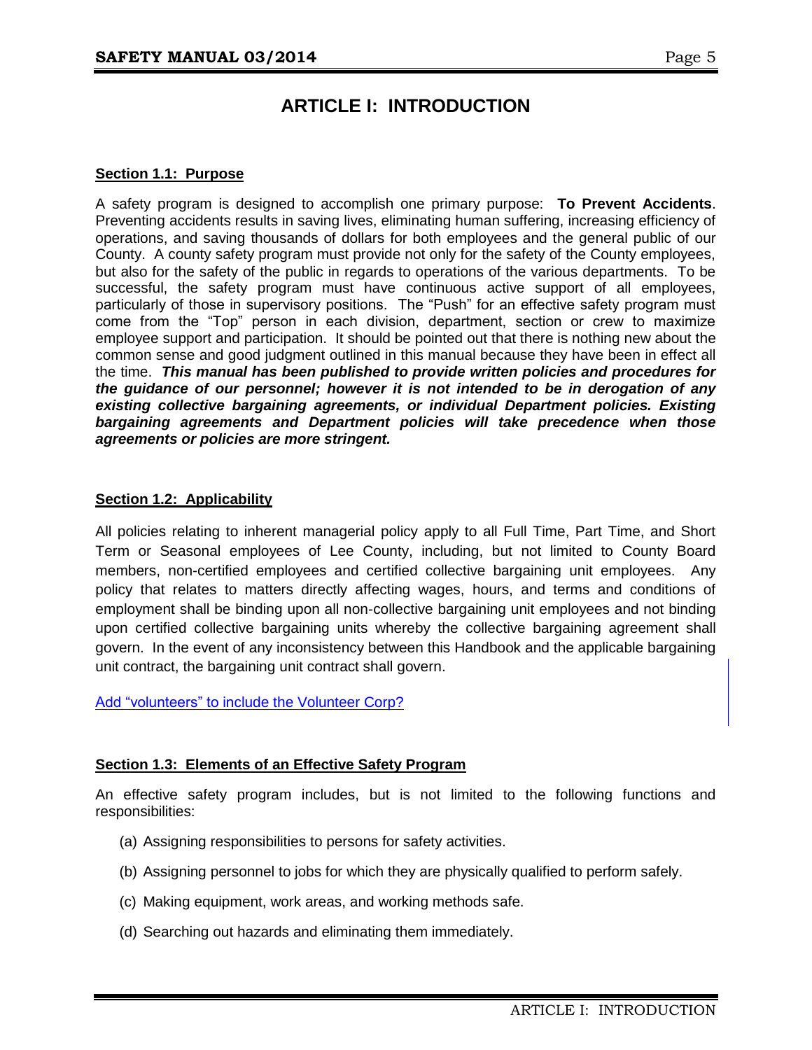# ARTICLE I: INTRODUCTION

## Section 1.1: Purpose

A safety program is designed to accomplish one primary purpose: **To Prevent Accidents**. Preventing accidents results in saving lives, eliminating human suffering, increasing efficiency of operations, and saving thousands of dollars for both employees and the general public of our County. A county safety program must provide not only for the safety of the County employees, but also for the safety of the public in regards to operations of the various departments. To be successful, the safety program must have continuous active support of all employees, particularly of those in supervisory positions. The "Push" for an effective safety program must come from the "Top" person in each division, department, section or crew to maximize employee support and participation. It should be pointed out that there is nothing new about the common sense and good judgment outlined in this manual because they have been in effect all the time. ***This manual has been published to provide written policies and procedures for the guidance of our personnel; however it is not intended to be in derogation of any existing collective bargaining agreements, or individual Department policies. Existing bargaining agreements and Department policies will take precedence when those agreements or policies are more stringent.***

## Section 1.2: Applicability

All policies relating to inherent managerial policy apply to all Full Time, Part Time, and Short Term or Seasonal employees of Lee County, including, but not limited to County Board members, non-certified employees and certified collective bargaining unit employees. Any policy that relates to matters directly affecting wages, hours, and terms and conditions of employment shall be binding upon all non-collective bargaining unit employees and not binding upon certified collective bargaining units whereby the collective bargaining agreement shall govern. In the event of any inconsistency between this Handbook and the applicable bargaining unit contract, the bargaining unit contract shall govern.

Add "volunteers" to include the Volunteer Corp?

## Section 1.3: Elements of an Effective Safety Program

An effective safety program includes, but is not limited to the following functions and responsibilities:

(a) Assigning responsibilities to persons for safety activities.

(b) Assigning personnel to jobs for which they are physically qualified to perform safely.

(c) Making equipment, work areas, and working methods safe.

(d) Searching out hazards and eliminating them immediately.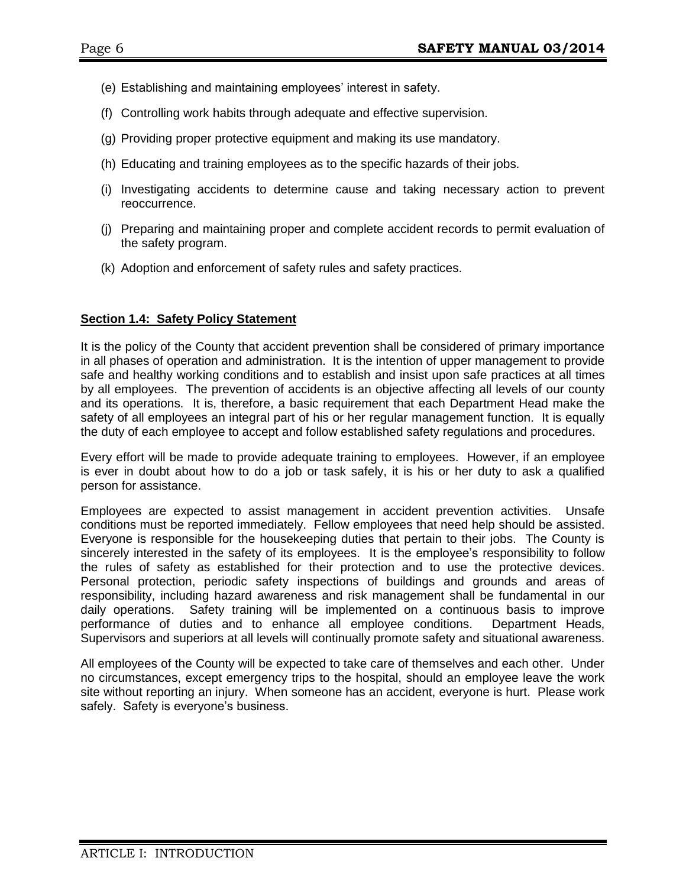(e) Establishing and maintaining employees' interest in safety.

(f) Controlling work habits through adequate and effective supervision.

(g) Providing proper protective equipment and making its use mandatory.

(h) Educating and training employees as to the specific hazards of their jobs.

(i) Investigating accidents to determine cause and taking necessary action to prevent reoccurrence.

(j) Preparing and maintaining proper and complete accident records to permit evaluation of the safety program.

(k) Adoption and enforcement of safety rules and safety practices.

## Section 1.4: Safety Policy Statement

It is the policy of the County that accident prevention shall be considered of primary importance in all phases of operation and administration. It is the intention of upper management to provide safe and healthy working conditions and to establish and insist upon safe practices at all times by all employees. The prevention of accidents is an objective affecting all levels of our county and its operations. It is, therefore, a basic requirement that each Department Head make the safety of all employees an integral part of his or her regular management function. It is equally the duty of each employee to accept and follow established safety regulations and procedures.

Every effort will be made to provide adequate training to employees. However, if an employee is ever in doubt about how to do a job or task safely, it is his or her duty to ask a qualified person for assistance.

Employees are expected to assist management in accident prevention activities. Unsafe conditions must be reported immediately. Fellow employees that need help should be assisted. Everyone is responsible for the housekeeping duties that pertain to their jobs. The County is sincerely interested in the safety of its employees. It is the employee's responsibility to follow the rules of safety as established for their protection and to use the protective devices. Personal protection, periodic safety inspections of buildings and grounds and areas of responsibility, including hazard awareness and risk management shall be fundamental in our daily operations. Safety training will be implemented on a continuous basis to improve performance of duties and to enhance all employee conditions. Department Heads, Supervisors and superiors at all levels will continually promote safety and situational awareness.

All employees of the County will be expected to take care of themselves and each other. Under no circumstances, except emergency trips to the hospital, should an employee leave the work site without reporting an injury. When someone has an accident, everyone is hurt. Please work safely. Safety is everyone's business.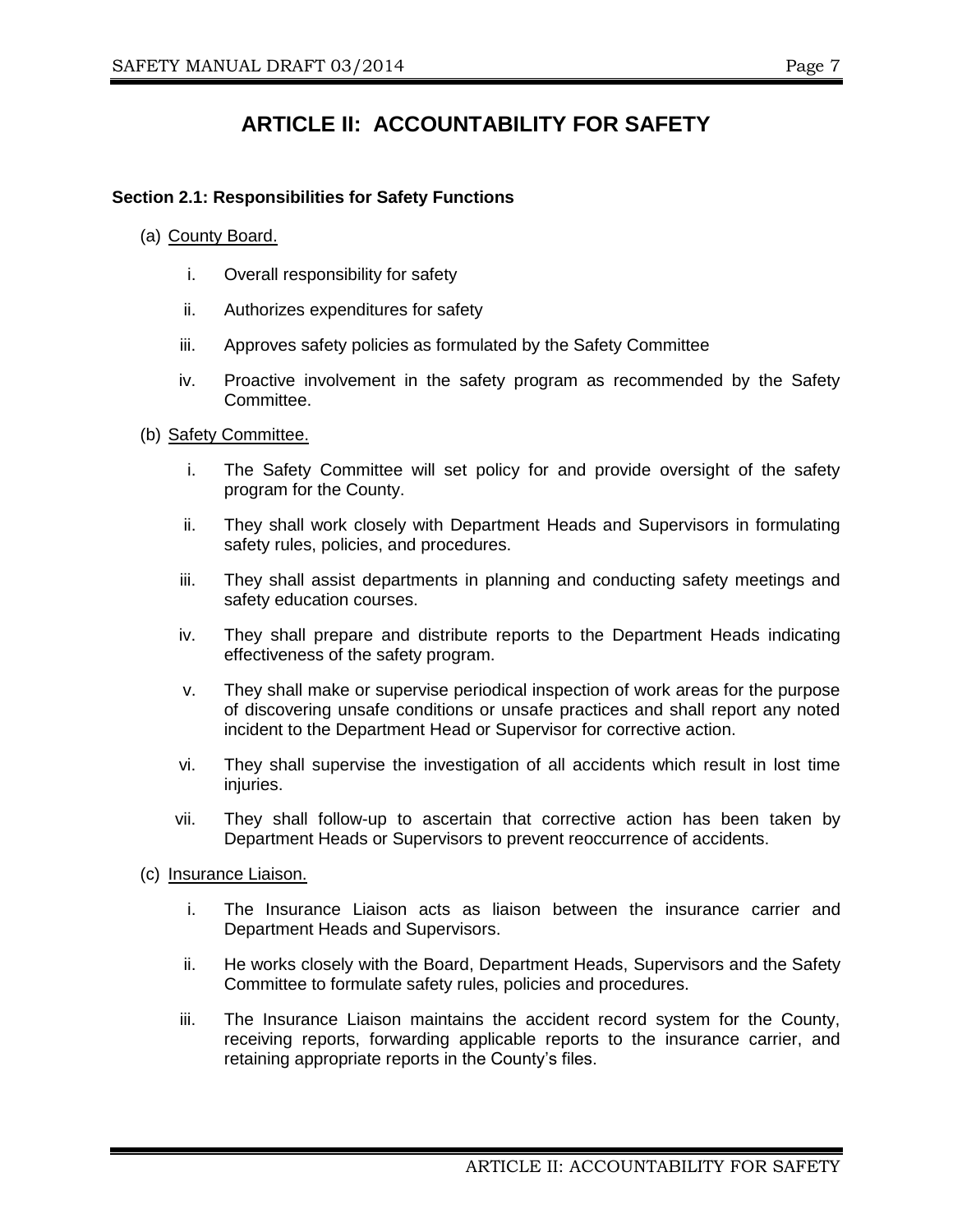# ARTICLE II: ACCOUNTABILITY FOR SAFETY

### Section 2.1: Responsibilities for Safety Functions

(a) <u>County Board.</u>

i. Overall responsibility for safety

ii. Authorizes expenditures for safety

iii. Approves safety policies as formulated by the Safety Committee

iv. Proactive involvement in the safety program as recommended by the Safety Committee.

(b) <u>Safety Committee.</u>

i. The Safety Committee will set policy for and provide oversight of the safety program for the County.

ii. They shall work closely with Department Heads and Supervisors in formulating safety rules, policies, and procedures.

iii. They shall assist departments in planning and conducting safety meetings and safety education courses.

iv. They shall prepare and distribute reports to the Department Heads indicating effectiveness of the safety program.

v. They shall make or supervise periodical inspection of work areas for the purpose of discovering unsafe conditions or unsafe practices and shall report any noted incident to the Department Head or Supervisor for corrective action.

vi. They shall supervise the investigation of all accidents which result in lost time injuries.

vii. They shall follow-up to ascertain that corrective action has been taken by Department Heads or Supervisors to prevent reoccurrence of accidents.

(c) <u>Insurance Liaison.</u>

i. The Insurance Liaison acts as liaison between the insurance carrier and Department Heads and Supervisors.

ii. He works closely with the Board, Department Heads, Supervisors and the Safety Committee to formulate safety rules, policies and procedures.

iii. The Insurance Liaison maintains the accident record system for the County, receiving reports, forwarding applicable reports to the insurance carrier, and retaining appropriate reports in the County's files.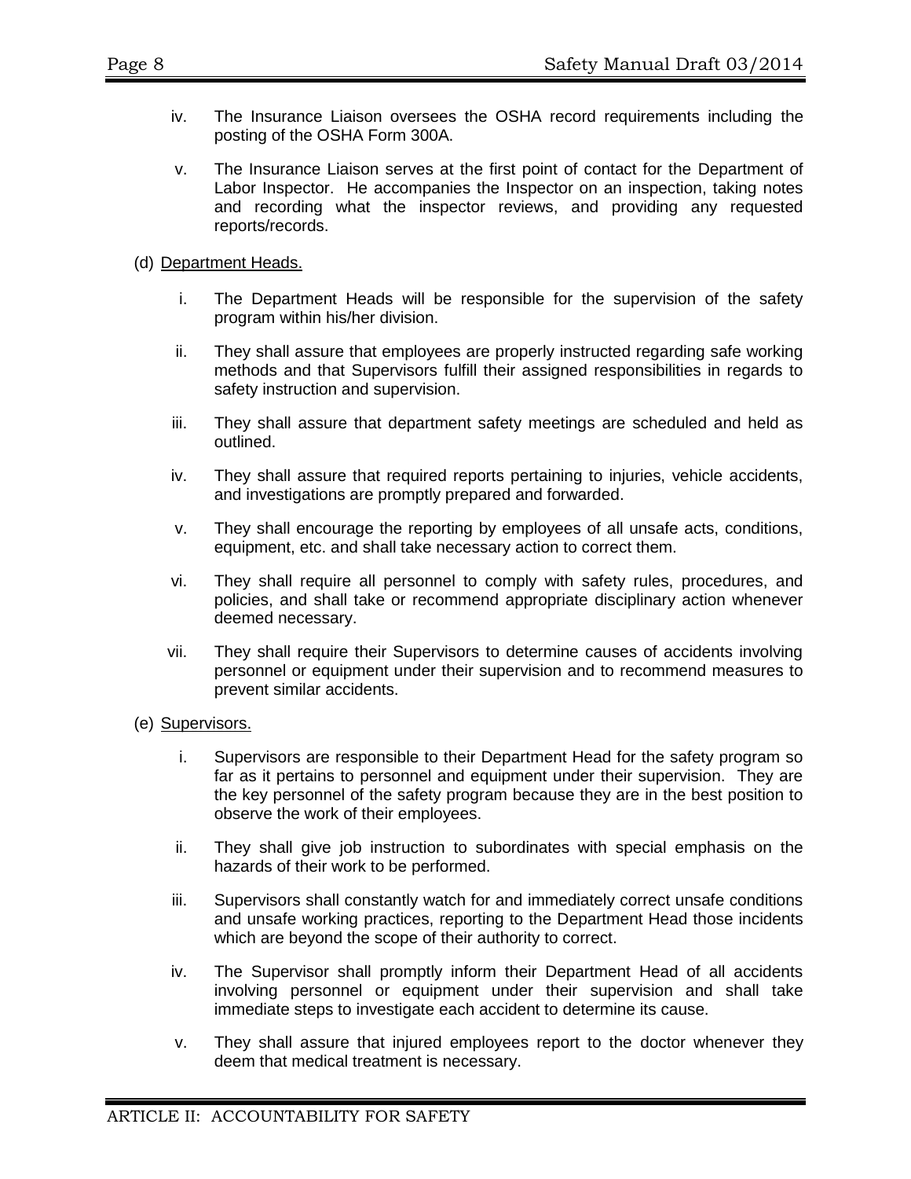iv. The Insurance Liaison oversees the OSHA record requirements including the posting of the OSHA Form 300A.

v. The Insurance Liaison serves at the first point of contact for the Department of Labor Inspector. He accompanies the Inspector on an inspection, taking notes and recording what the inspector reviews, and providing any requested reports/records.

(d) <u>Department Heads.</u>

i. The Department Heads will be responsible for the supervision of the safety program within his/her division.

ii. They shall assure that employees are properly instructed regarding safe working methods and that Supervisors fulfill their assigned responsibilities in regards to safety instruction and supervision.

iii. They shall assure that department safety meetings are scheduled and held as outlined.

iv. They shall assure that required reports pertaining to injuries, vehicle accidents, and investigations are promptly prepared and forwarded.

v. They shall encourage the reporting by employees of all unsafe acts, conditions, equipment, etc. and shall take necessary action to correct them.

vi. They shall require all personnel to comply with safety rules, procedures, and policies, and shall take or recommend appropriate disciplinary action whenever deemed necessary.

vii. They shall require their Supervisors to determine causes of accidents involving personnel or equipment under their supervision and to recommend measures to prevent similar accidents.

(e) <u>Supervisors.</u>

i. Supervisors are responsible to their Department Head for the safety program so far as it pertains to personnel and equipment under their supervision. They are the key personnel of the safety program because they are in the best position to observe the work of their employees.

ii. They shall give job instruction to subordinates with special emphasis on the hazards of their work to be performed.

iii. Supervisors shall constantly watch for and immediately correct unsafe conditions and unsafe working practices, reporting to the Department Head those incidents which are beyond the scope of their authority to correct.

iv. The Supervisor shall promptly inform their Department Head of all accidents involving personnel or equipment under their supervision and shall take immediate steps to investigate each accident to determine its cause.

v. They shall assure that injured employees report to the doctor whenever they deem that medical treatment is necessary.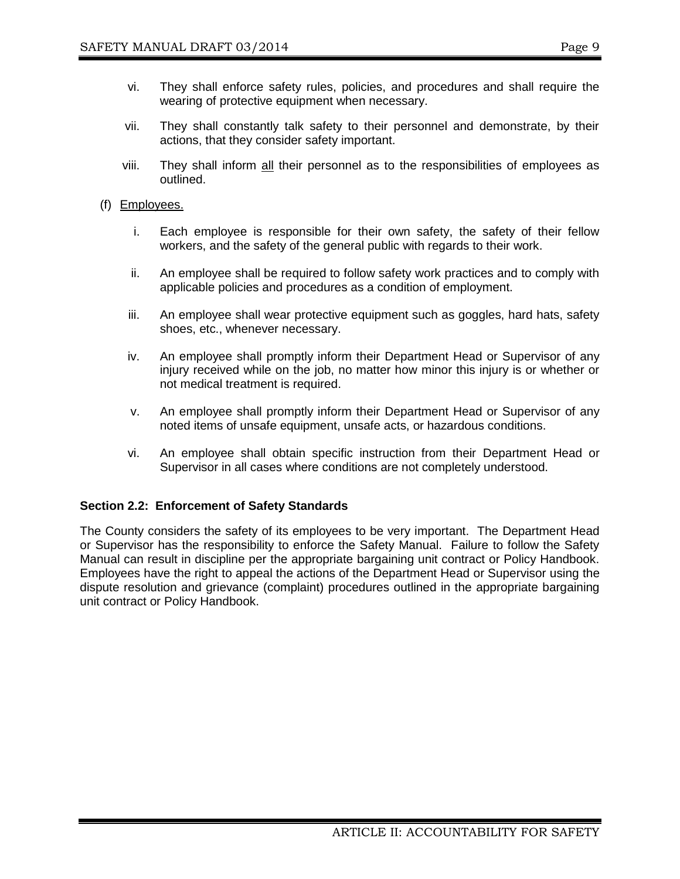vi. They shall enforce safety rules, policies, and procedures and shall require the wearing of protective equipment when necessary.

vii. They shall constantly talk safety to their personnel and demonstrate, by their actions, that they consider safety important.

viii. They shall inform <u>all</u> their personnel as to the responsibilities of employees as outlined.

(f) <u>Employees.</u>

i. Each employee is responsible for their own safety, the safety of their fellow workers, and the safety of the general public with regards to their work.

ii. An employee shall be required to follow safety work practices and to comply with applicable policies and procedures as a condition of employment.

iii. An employee shall wear protective equipment such as goggles, hard hats, safety shoes, etc., whenever necessary.

iv. An employee shall promptly inform their Department Head or Supervisor of any injury received while on the job, no matter how minor this injury is or whether or not medical treatment is required.

v. An employee shall promptly inform their Department Head or Supervisor of any noted items of unsafe equipment, unsafe acts, or hazardous conditions.

vi. An employee shall obtain specific instruction from their Department Head or Supervisor in all cases where conditions are not completely understood.

**Section 2.2: Enforcement of Safety Standards**

The County considers the safety of its employees to be very important. The Department Head or Supervisor has the responsibility to enforce the Safety Manual. Failure to follow the Safety Manual can result in discipline per the appropriate bargaining unit contract or Policy Handbook. Employees have the right to appeal the actions of the Department Head or Supervisor using the dispute resolution and grievance (complaint) procedures outlined in the appropriate bargaining unit contract or Policy Handbook.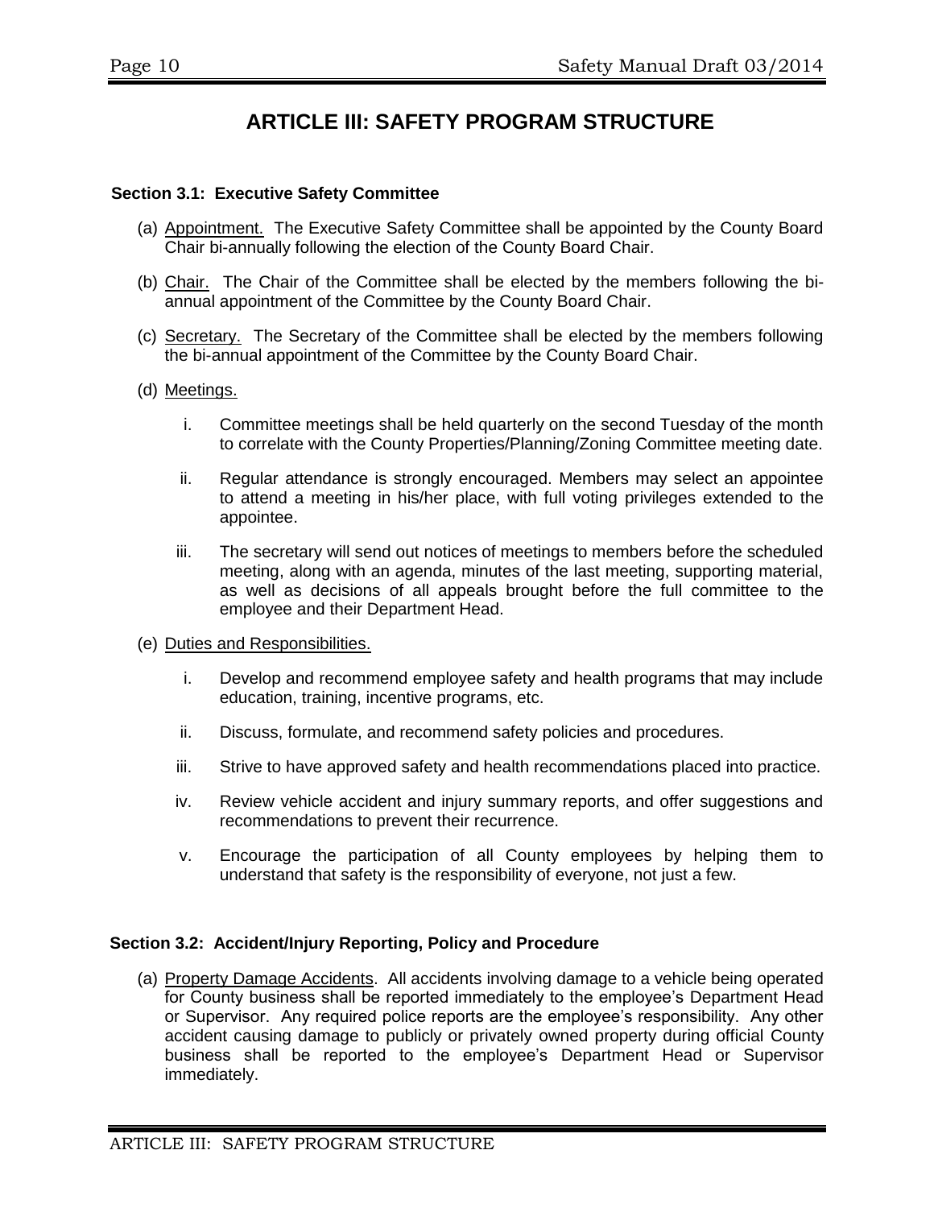# ARTICLE III: SAFETY PROGRAM STRUCTURE

### Section 3.1: Executive Safety Committee

(a) Appointment. The Executive Safety Committee shall be appointed by the County Board Chair bi-annually following the election of the County Board Chair.

(b) Chair. The Chair of the Committee shall be elected by the members following the bi-annual appointment of the Committee by the County Board Chair.

(c) Secretary. The Secretary of the Committee shall be elected by the members following the bi-annual appointment of the Committee by the County Board Chair.

(d) Meetings.

  i. Committee meetings shall be held quarterly on the second Tuesday of the month to correlate with the County Properties/Planning/Zoning Committee meeting date.

  ii. Regular attendance is strongly encouraged. Members may select an appointee to attend a meeting in his/her place, with full voting privileges extended to the appointee.

  iii. The secretary will send out notices of meetings to members before the scheduled meeting, along with an agenda, minutes of the last meeting, supporting material, as well as decisions of all appeals brought before the full committee to the employee and their Department Head.

(e) Duties and Responsibilities.

  i. Develop and recommend employee safety and health programs that may include education, training, incentive programs, etc.

  ii. Discuss, formulate, and recommend safety policies and procedures.

  iii. Strive to have approved safety and health recommendations placed into practice.

  iv. Review vehicle accident and injury summary reports, and offer suggestions and recommendations to prevent their recurrence.

  v. Encourage the participation of all County employees by helping them to understand that safety is the responsibility of everyone, not just a few.

### Section 3.2: Accident/Injury Reporting, Policy and Procedure

(a) Property Damage Accidents. All accidents involving damage to a vehicle being operated for County business shall be reported immediately to the employee's Department Head or Supervisor. Any required police reports are the employee's responsibility. Any other accident causing damage to publicly or privately owned property during official County business shall be reported to the employee's Department Head or Supervisor immediately.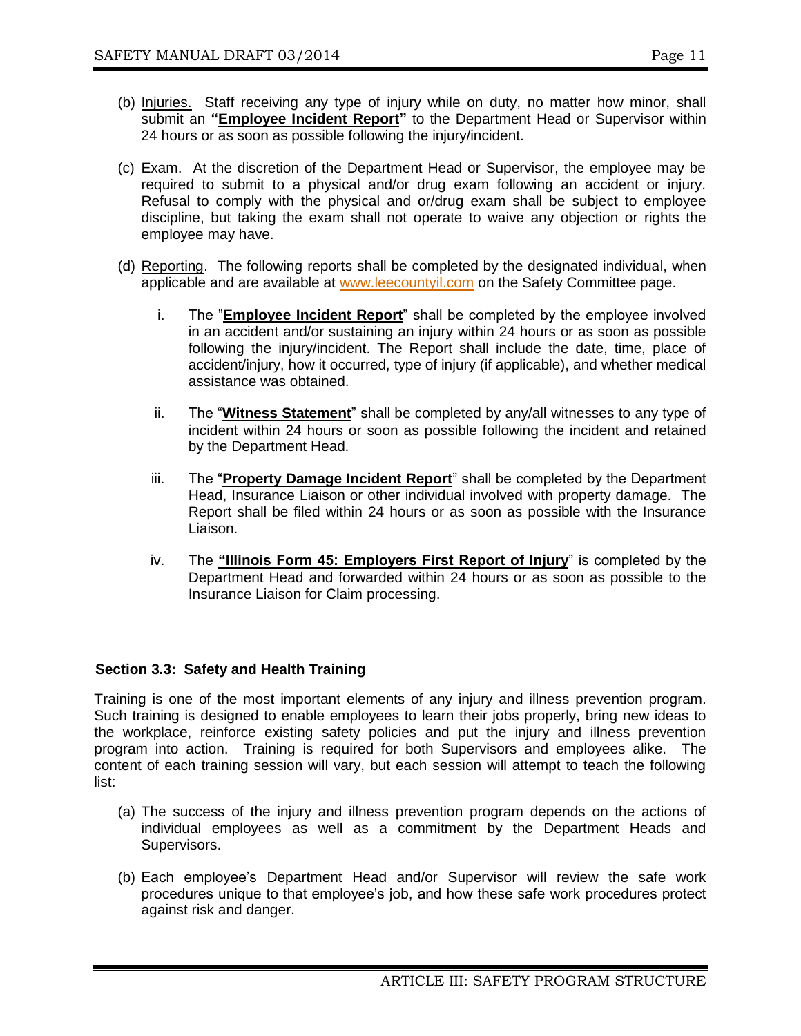(b) Injuries. Staff receiving any type of injury while on duty, no matter how minor, shall submit an **"Employee Incident Report"** to the Department Head or Supervisor within 24 hours or as soon as possible following the injury/incident.

(c) Exam. At the discretion of the Department Head or Supervisor, the employee may be required to submit to a physical and/or drug exam following an accident or injury. Refusal to comply with the physical and or/drug exam shall be subject to employee discipline, but taking the exam shall not operate to waive any objection or rights the employee may have.

(d) Reporting. The following reports shall be completed by the designated individual, when applicable and are available at www.leecountyil.com on the Safety Committee page.

  i. The "**Employee Incident Report**" shall be completed by the employee involved in an accident and/or sustaining an injury within 24 hours or as soon as possible following the injury/incident. The Report shall include the date, time, place of accident/injury, how it occurred, type of injury (if applicable), and whether medical assistance was obtained.

  ii. The "**Witness Statement**" shall be completed by any/all witnesses to any type of incident within 24 hours or soon as possible following the incident and retained by the Department Head.

  iii. The "**Property Damage Incident Report**" shall be completed by the Department Head, Insurance Liaison or other individual involved with property damage. The Report shall be filed within 24 hours or as soon as possible with the Insurance Liaison.

  iv. The **"Illinois Form 45: Employers First Report of Injury"** is completed by the Department Head and forwarded within 24 hours or as soon as possible to the Insurance Liaison for Claim processing.

### Section 3.3: Safety and Health Training

Training is one of the most important elements of any injury and illness prevention program. Such training is designed to enable employees to learn their jobs properly, bring new ideas to the workplace, reinforce existing safety policies and put the injury and illness prevention program into action. Training is required for both Supervisors and employees alike. The content of each training session will vary, but each session will attempt to teach the following list:

(a) The success of the injury and illness prevention program depends on the actions of individual employees as well as a commitment by the Department Heads and Supervisors.

(b) Each employee's Department Head and/or Supervisor will review the safe work procedures unique to that employee's job, and how these safe work procedures protect against risk and danger.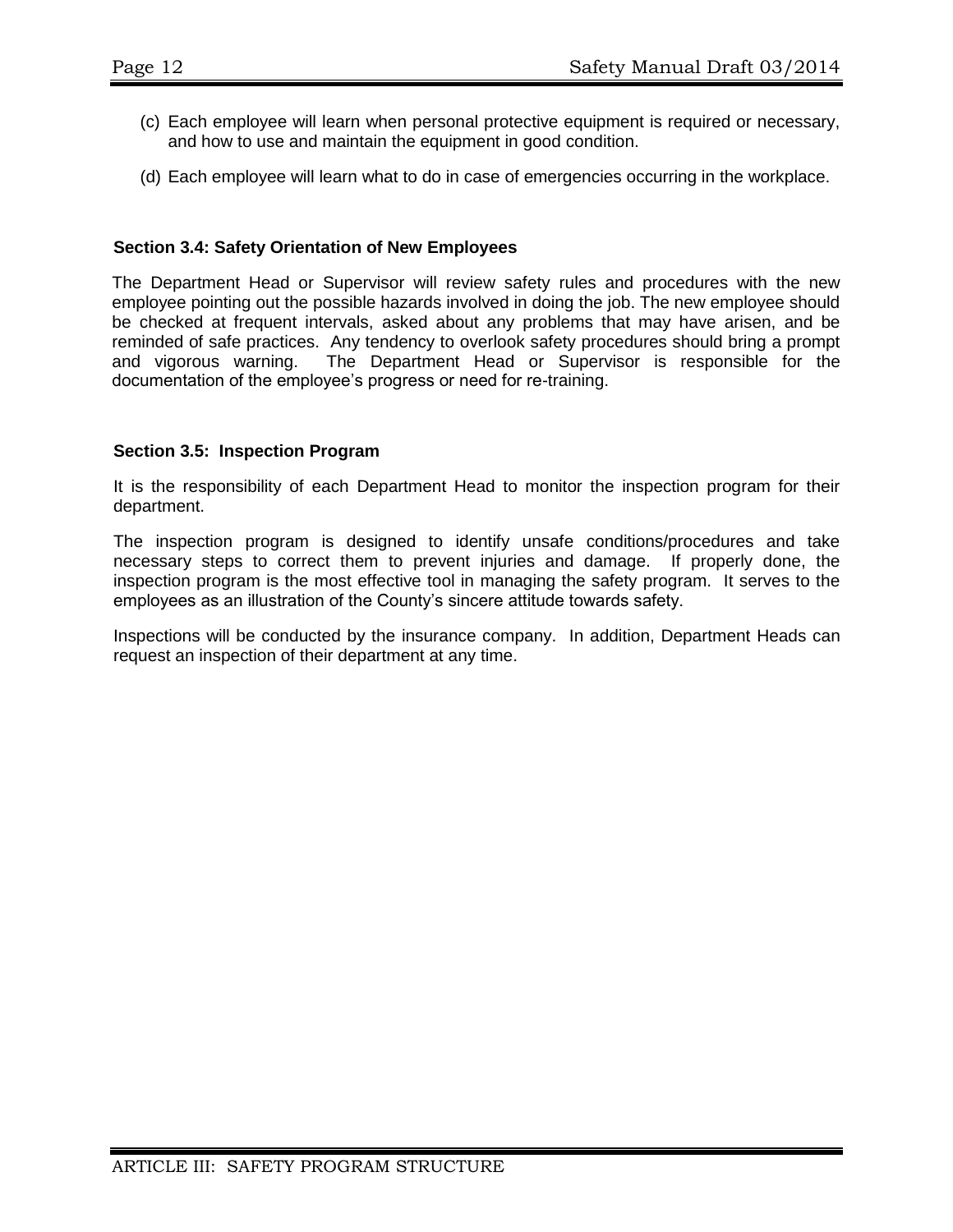(c) Each employee will learn when personal protective equipment is required or necessary, and how to use and maintain the equipment in good condition.

(d) Each employee will learn what to do in case of emergencies occurring in the workplace.

### Section 3.4: Safety Orientation of New Employees

The Department Head or Supervisor will review safety rules and procedures with the new employee pointing out the possible hazards involved in doing the job. The new employee should be checked at frequent intervals, asked about any problems that may have arisen, and be reminded of safe practices. Any tendency to overlook safety procedures should bring a prompt and vigorous warning. The Department Head or Supervisor is responsible for the documentation of the employee's progress or need for re-training.

### Section 3.5: Inspection Program

It is the responsibility of each Department Head to monitor the inspection program for their department.

The inspection program is designed to identify unsafe conditions/procedures and take necessary steps to correct them to prevent injuries and damage. If properly done, the inspection program is the most effective tool in managing the safety program. It serves to the employees as an illustration of the County's sincere attitude towards safety.

Inspections will be conducted by the insurance company. In addition, Department Heads can request an inspection of their department at any time.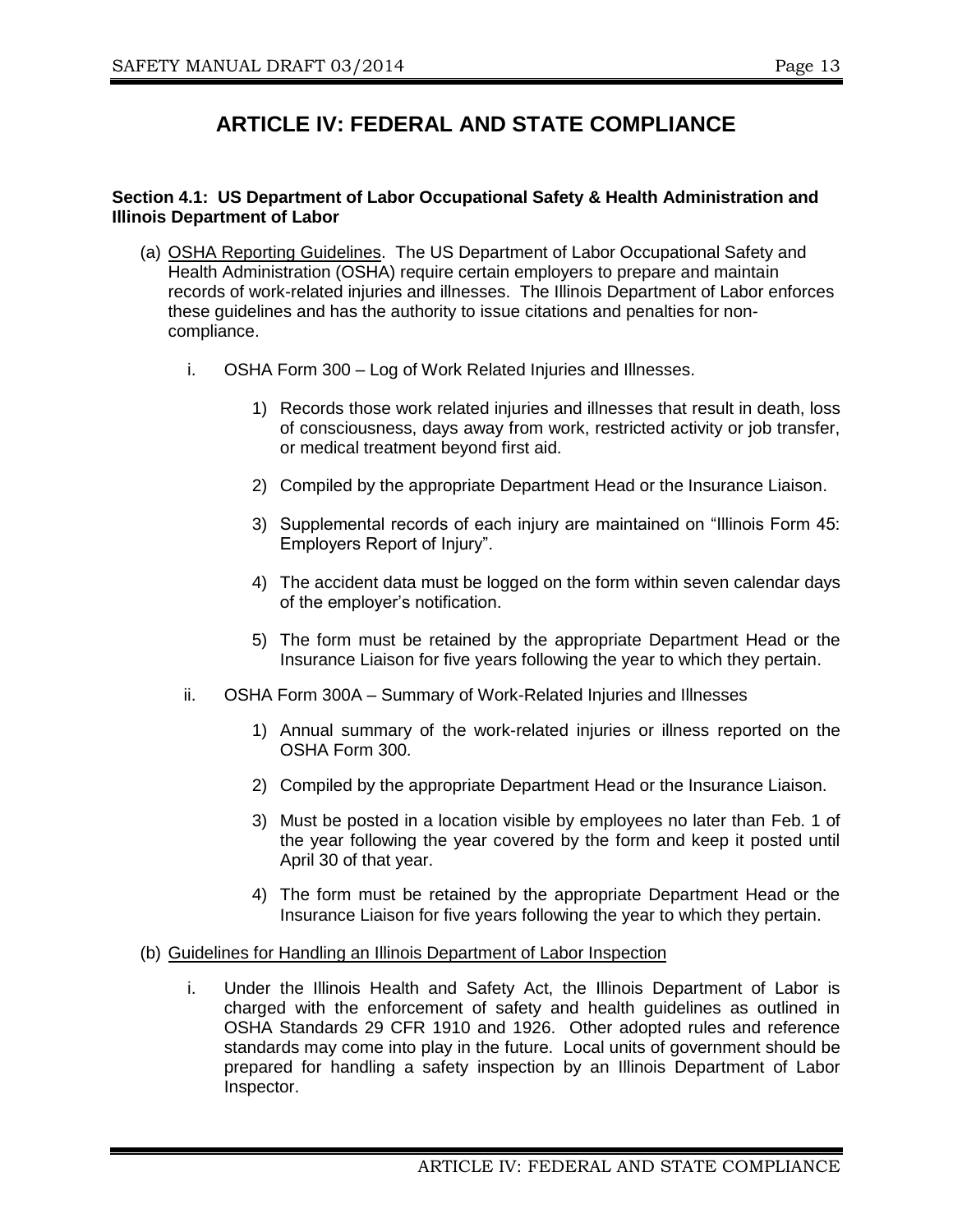# ARTICLE IV: FEDERAL AND STATE COMPLIANCE

**Section 4.1: US Department of Labor Occupational Safety & Health Administration and Illinois Department of Labor**

(a) <u>OSHA Reporting Guidelines</u>. The US Department of Labor Occupational Safety and Health Administration (OSHA) require certain employers to prepare and maintain records of work-related injuries and illnesses. The Illinois Department of Labor enforces these guidelines and has the authority to issue citations and penalties for non-compliance.

i. OSHA Form 300 – Log of Work Related Injuries and Illnesses.

1) Records those work related injuries and illnesses that result in death, loss of consciousness, days away from work, restricted activity or job transfer, or medical treatment beyond first aid.

2) Compiled by the appropriate Department Head or the Insurance Liaison.

3) Supplemental records of each injury are maintained on "Illinois Form 45: Employers Report of Injury".

4) The accident data must be logged on the form within seven calendar days of the employer's notification.

5) The form must be retained by the appropriate Department Head or the Insurance Liaison for five years following the year to which they pertain.

ii. OSHA Form 300A – Summary of Work-Related Injuries and Illnesses

1) Annual summary of the work-related injuries or illness reported on the OSHA Form 300.

2) Compiled by the appropriate Department Head or the Insurance Liaison.

3) Must be posted in a location visible by employees no later than Feb. 1 of the year following the year covered by the form and keep it posted until April 30 of that year.

4) The form must be retained by the appropriate Department Head or the Insurance Liaison for five years following the year to which they pertain.

(b) <u>Guidelines for Handling an Illinois Department of Labor Inspection</u>

i. Under the Illinois Health and Safety Act, the Illinois Department of Labor is charged with the enforcement of safety and health guidelines as outlined in OSHA Standards 29 CFR 1910 and 1926. Other adopted rules and reference standards may come into play in the future. Local units of government should be prepared for handling a safety inspection by an Illinois Department of Labor Inspector.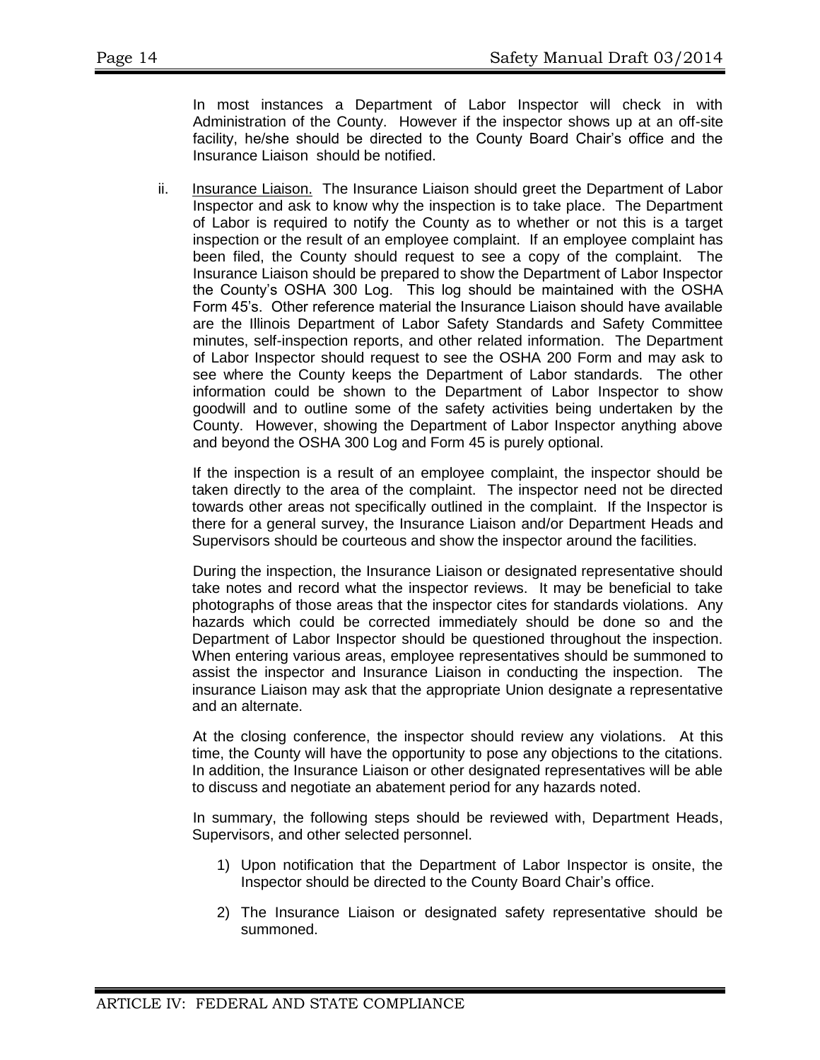In most instances a Department of Labor Inspector will check in with Administration of the County. However if the inspector shows up at an off-site facility, he/she should be directed to the County Board Chair's office and the Insurance Liaison should be notified.

ii. Insurance Liaison. The Insurance Liaison should greet the Department of Labor Inspector and ask to know why the inspection is to take place. The Department of Labor is required to notify the County as to whether or not this is a target inspection or the result of an employee complaint. If an employee complaint has been filed, the County should request to see a copy of the complaint. The Insurance Liaison should be prepared to show the Department of Labor Inspector the County's OSHA 300 Log. This log should be maintained with the OSHA Form 45's. Other reference material the Insurance Liaison should have available are the Illinois Department of Labor Safety Standards and Safety Committee minutes, self-inspection reports, and other related information. The Department of Labor Inspector should request to see the OSHA 200 Form and may ask to see where the County keeps the Department of Labor standards. The other information could be shown to the Department of Labor Inspector to show goodwill and to outline some of the safety activities being undertaken by the County. However, showing the Department of Labor Inspector anything above and beyond the OSHA 300 Log and Form 45 is purely optional.

If the inspection is a result of an employee complaint, the inspector should be taken directly to the area of the complaint. The inspector need not be directed towards other areas not specifically outlined in the complaint. If the Inspector is there for a general survey, the Insurance Liaison and/or Department Heads and Supervisors should be courteous and show the inspector around the facilities.

During the inspection, the Insurance Liaison or designated representative should take notes and record what the inspector reviews. It may be beneficial to take photographs of those areas that the inspector cites for standards violations. Any hazards which could be corrected immediately should be done so and the Department of Labor Inspector should be questioned throughout the inspection. When entering various areas, employee representatives should be summoned to assist the inspector and Insurance Liaison in conducting the inspection. The insurance Liaison may ask that the appropriate Union designate a representative and an alternate.

At the closing conference, the inspector should review any violations. At this time, the County will have the opportunity to pose any objections to the citations. In addition, the Insurance Liaison or other designated representatives will be able to discuss and negotiate an abatement period for any hazards noted.

In summary, the following steps should be reviewed with, Department Heads, Supervisors, and other selected personnel.

1) Upon notification that the Department of Labor Inspector is onsite, the Inspector should be directed to the County Board Chair's office.
2) The Insurance Liaison or designated safety representative should be summoned.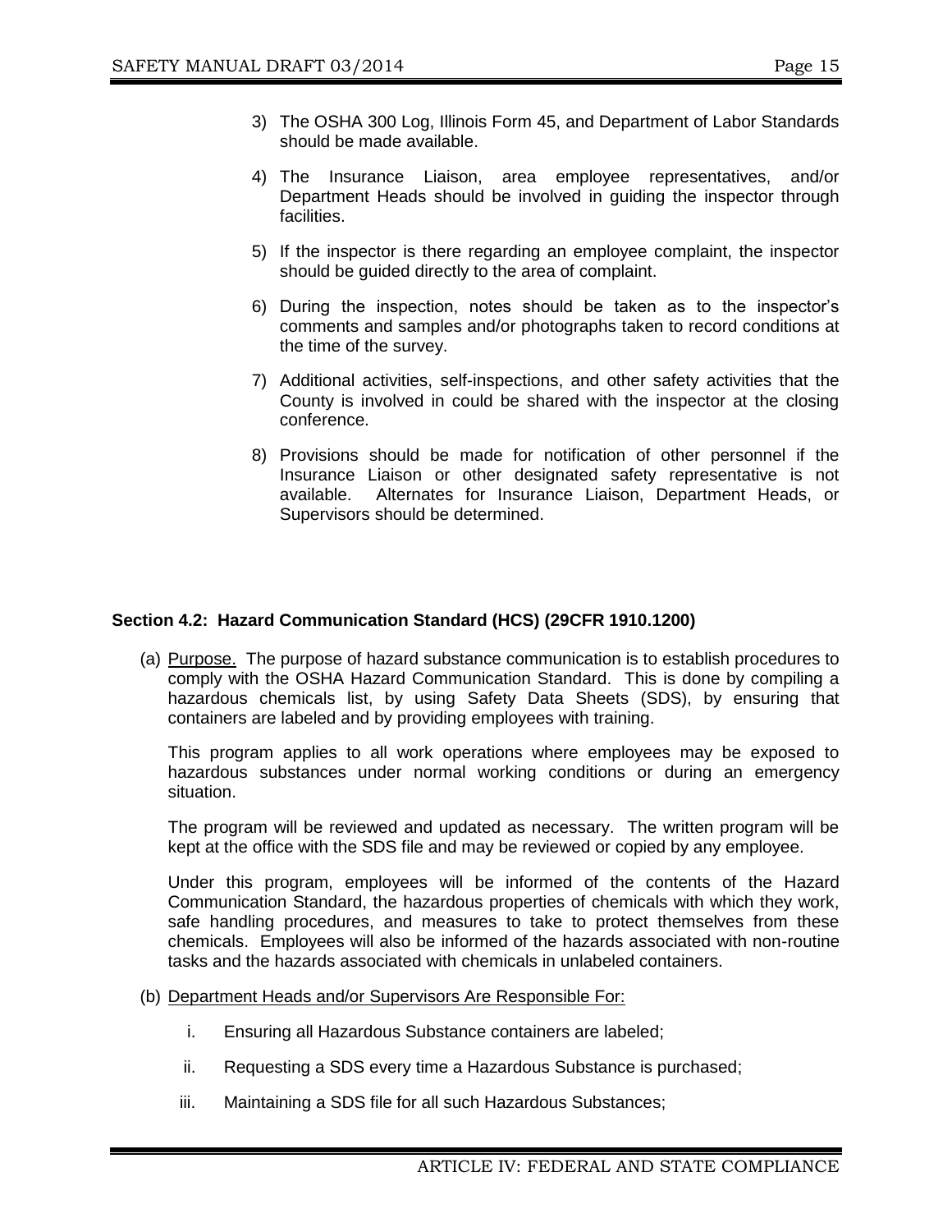3) The OSHA 300 Log, Illinois Form 45, and Department of Labor Standards should be made available.

4) The Insurance Liaison, area employee representatives, and/or Department Heads should be involved in guiding the inspector through facilities.

5) If the inspector is there regarding an employee complaint, the inspector should be guided directly to the area of complaint.

6) During the inspection, notes should be taken as to the inspector's comments and samples and/or photographs taken to record conditions at the time of the survey.

7) Additional activities, self-inspections, and other safety activities that the County is involved in could be shared with the inspector at the closing conference.

8) Provisions should be made for notification of other personnel if the Insurance Liaison or other designated safety representative is not available. Alternates for Insurance Liaison, Department Heads, or Supervisors should be determined.

**Section 4.2: Hazard Communication Standard (HCS) (29CFR 1910.1200)**

(a) Purpose. The purpose of hazard substance communication is to establish procedures to comply with the OSHA Hazard Communication Standard. This is done by compiling a hazardous chemicals list, by using Safety Data Sheets (SDS), by ensuring that containers are labeled and by providing employees with training.

This program applies to all work operations where employees may be exposed to hazardous substances under normal working conditions or during an emergency situation.

The program will be reviewed and updated as necessary. The written program will be kept at the office with the SDS file and may be reviewed or copied by any employee.

Under this program, employees will be informed of the contents of the Hazard Communication Standard, the hazardous properties of chemicals with which they work, safe handling procedures, and measures to take to protect themselves from these chemicals. Employees will also be informed of the hazards associated with non-routine tasks and the hazards associated with chemicals in unlabeled containers.

(b) Department Heads and/or Supervisors Are Responsible For:

i. Ensuring all Hazardous Substance containers are labeled;

ii. Requesting a SDS every time a Hazardous Substance is purchased;

iii. Maintaining a SDS file for all such Hazardous Substances;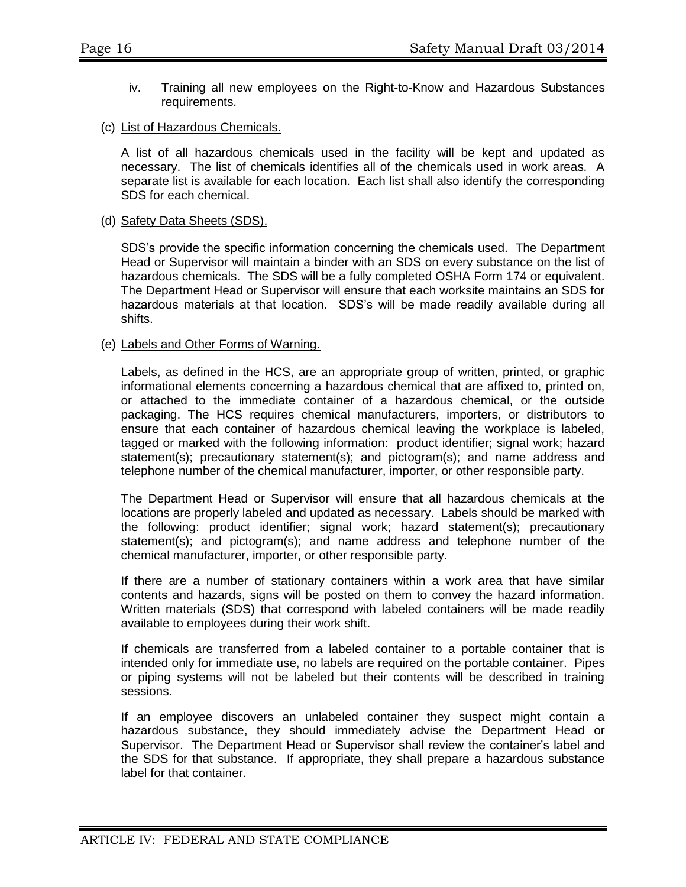iv. Training all new employees on the Right-to-Know and Hazardous Substances requirements.

(c) List of Hazardous Chemicals.

A list of all hazardous chemicals used in the facility will be kept and updated as necessary. The list of chemicals identifies all of the chemicals used in work areas. A separate list is available for each location. Each list shall also identify the corresponding SDS for each chemical.

(d) Safety Data Sheets (SDS).

SDS's provide the specific information concerning the chemicals used. The Department Head or Supervisor will maintain a binder with an SDS on every substance on the list of hazardous chemicals. The SDS will be a fully completed OSHA Form 174 or equivalent. The Department Head or Supervisor will ensure that each worksite maintains an SDS for hazardous materials at that location. SDS's will be made readily available during all shifts.

(e) Labels and Other Forms of Warning.

Labels, as defined in the HCS, are an appropriate group of written, printed, or graphic informational elements concerning a hazardous chemical that are affixed to, printed on, or attached to the immediate container of a hazardous chemical, or the outside packaging. The HCS requires chemical manufacturers, importers, or distributors to ensure that each container of hazardous chemical leaving the workplace is labeled, tagged or marked with the following information: product identifier; signal work; hazard statement(s); precautionary statement(s); and pictogram(s); and name address and telephone number of the chemical manufacturer, importer, or other responsible party.

The Department Head or Supervisor will ensure that all hazardous chemicals at the locations are properly labeled and updated as necessary. Labels should be marked with the following: product identifier; signal work; hazard statement(s); precautionary statement(s); and pictogram(s); and name address and telephone number of the chemical manufacturer, importer, or other responsible party.

If there are a number of stationary containers within a work area that have similar contents and hazards, signs will be posted on them to convey the hazard information. Written materials (SDS) that correspond with labeled containers will be made readily available to employees during their work shift.

If chemicals are transferred from a labeled container to a portable container that is intended only for immediate use, no labels are required on the portable container. Pipes or piping systems will not be labeled but their contents will be described in training sessions.

If an employee discovers an unlabeled container they suspect might contain a hazardous substance, they should immediately advise the Department Head or Supervisor. The Department Head or Supervisor shall review the container's label and the SDS for that substance. If appropriate, they shall prepare a hazardous substance label for that container.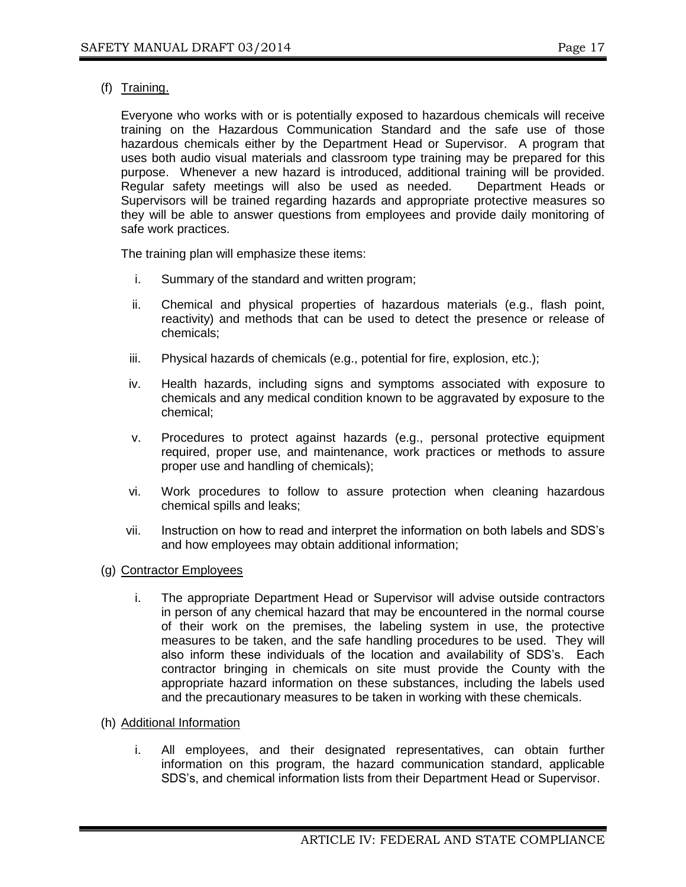(f) Training.

Everyone who works with or is potentially exposed to hazardous chemicals will receive training on the Hazardous Communication Standard and the safe use of those hazardous chemicals either by the Department Head or Supervisor. A program that uses both audio visual materials and classroom type training may be prepared for this purpose. Whenever a new hazard is introduced, additional training will be provided. Regular safety meetings will also be used as needed. Department Heads or Supervisors will be trained regarding hazards and appropriate protective measures so they will be able to answer questions from employees and provide daily monitoring of safe work practices.

The training plan will emphasize these items:

i. Summary of the standard and written program;

ii. Chemical and physical properties of hazardous materials (e.g., flash point, reactivity) and methods that can be used to detect the presence or release of chemicals;

iii. Physical hazards of chemicals (e.g., potential for fire, explosion, etc.);

iv. Health hazards, including signs and symptoms associated with exposure to chemicals and any medical condition known to be aggravated by exposure to the chemical;

v. Procedures to protect against hazards (e.g., personal protective equipment required, proper use, and maintenance, work practices or methods to assure proper use and handling of chemicals);

vi. Work procedures to follow to assure protection when cleaning hazardous chemical spills and leaks;

vii. Instruction on how to read and interpret the information on both labels and SDS's and how employees may obtain additional information;

(g) Contractor Employees

i. The appropriate Department Head or Supervisor will advise outside contractors in person of any chemical hazard that may be encountered in the normal course of their work on the premises, the labeling system in use, the protective measures to be taken, and the safe handling procedures to be used. They will also inform these individuals of the location and availability of SDS's. Each contractor bringing in chemicals on site must provide the County with the appropriate hazard information on these substances, including the labels used and the precautionary measures to be taken in working with these chemicals.

(h) Additional Information

i. All employees, and their designated representatives, can obtain further information on this program, the hazard communication standard, applicable SDS's, and chemical information lists from their Department Head or Supervisor.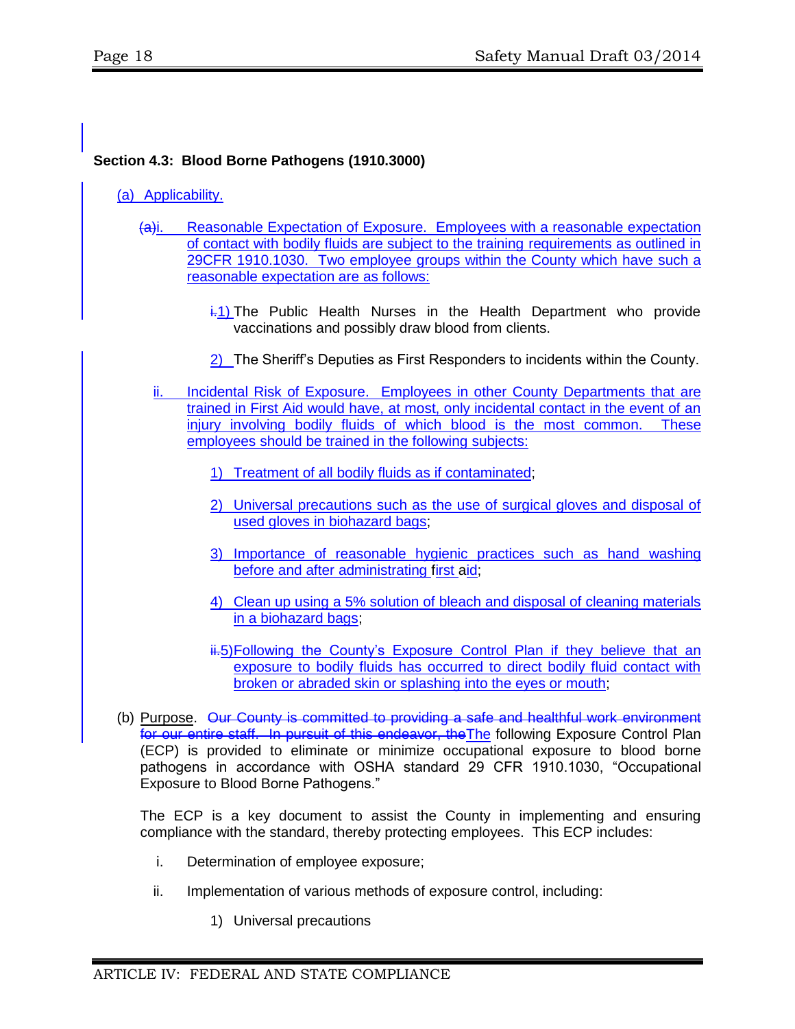**Section 4.3: Blood Borne Pathogens (1910.3000)**

(a) Applicability.

~~(a)~~i. Reasonable Expectation of Exposure. Employees with a reasonable expectation of contact with bodily fluids are subject to the training requirements as outlined in 29CFR 1910.1030. Two employee groups within the County which have such a reasonable expectation are as follows:

~~i.~~1) The Public Health Nurses in the Health Department who provide vaccinations and possibly draw blood from clients.

2) The Sheriff's Deputies as First Responders to incidents within the County.

ii. Incidental Risk of Exposure. Employees in other County Departments that are trained in First Aid would have, at most, only incidental contact in the event of an injury involving bodily fluids of which blood is the most common. These employees should be trained in the following subjects:

1) Treatment of all bodily fluids as if contaminated;

2) Universal precautions such as the use of surgical gloves and disposal of used gloves in biohazard bags;

3) Importance of reasonable hygienic practices such as hand washing before and after administrating first aid;

4) Clean up using a 5% solution of bleach and disposal of cleaning materials in a biohazard bags;

~~ii.~~5) Following the County's Exposure Control Plan if they believe that an exposure to bodily fluids has occurred to direct bodily fluid contact with broken or abraded skin or splashing into the eyes or mouth;

(b) Purpose. ~~Our County is committed to providing a safe and healthful work environment for our entire staff. In pursuit of this endeavor, the~~The following Exposure Control Plan (ECP) is provided to eliminate or minimize occupational exposure to blood borne pathogens in accordance with OSHA standard 29 CFR 1910.1030, "Occupational Exposure to Blood Borne Pathogens."

The ECP is a key document to assist the County in implementing and ensuring compliance with the standard, thereby protecting employees. This ECP includes:

i. Determination of employee exposure;

ii. Implementation of various methods of exposure control, including:

1) Universal precautions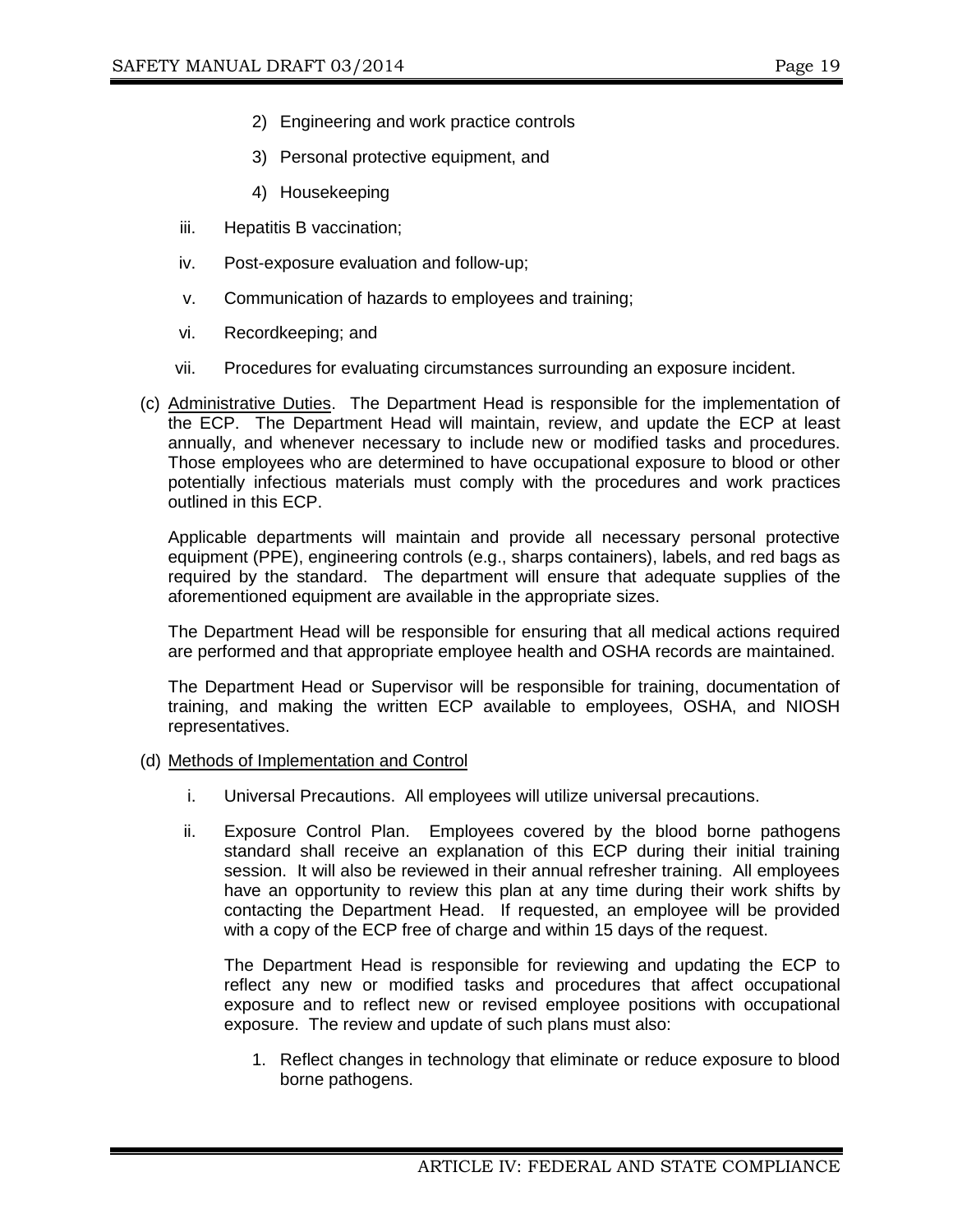2) Engineering and work practice controls

3) Personal protective equipment, and

4) Housekeeping

iii. Hepatitis B vaccination;

iv. Post-exposure evaluation and follow-up;

v. Communication of hazards to employees and training;

vi. Recordkeeping; and

vii. Procedures for evaluating circumstances surrounding an exposure incident.

(c) Administrative Duties. The Department Head is responsible for the implementation of the ECP. The Department Head will maintain, review, and update the ECP at least annually, and whenever necessary to include new or modified tasks and procedures. Those employees who are determined to have occupational exposure to blood or other potentially infectious materials must comply with the procedures and work practices outlined in this ECP.

Applicable departments will maintain and provide all necessary personal protective equipment (PPE), engineering controls (e.g., sharps containers), labels, and red bags as required by the standard. The department will ensure that adequate supplies of the aforementioned equipment are available in the appropriate sizes.

The Department Head will be responsible for ensuring that all medical actions required are performed and that appropriate employee health and OSHA records are maintained.

The Department Head or Supervisor will be responsible for training, documentation of training, and making the written ECP available to employees, OSHA, and NIOSH representatives.

(d) Methods of Implementation and Control

i. Universal Precautions. All employees will utilize universal precautions.

ii. Exposure Control Plan. Employees covered by the blood borne pathogens standard shall receive an explanation of this ECP during their initial training session. It will also be reviewed in their annual refresher training. All employees have an opportunity to review this plan at any time during their work shifts by contacting the Department Head. If requested, an employee will be provided with a copy of the ECP free of charge and within 15 days of the request.

The Department Head is responsible for reviewing and updating the ECP to reflect any new or modified tasks and procedures that affect occupational exposure and to reflect new or revised employee positions with occupational exposure. The review and update of such plans must also:

1. Reflect changes in technology that eliminate or reduce exposure to blood borne pathogens.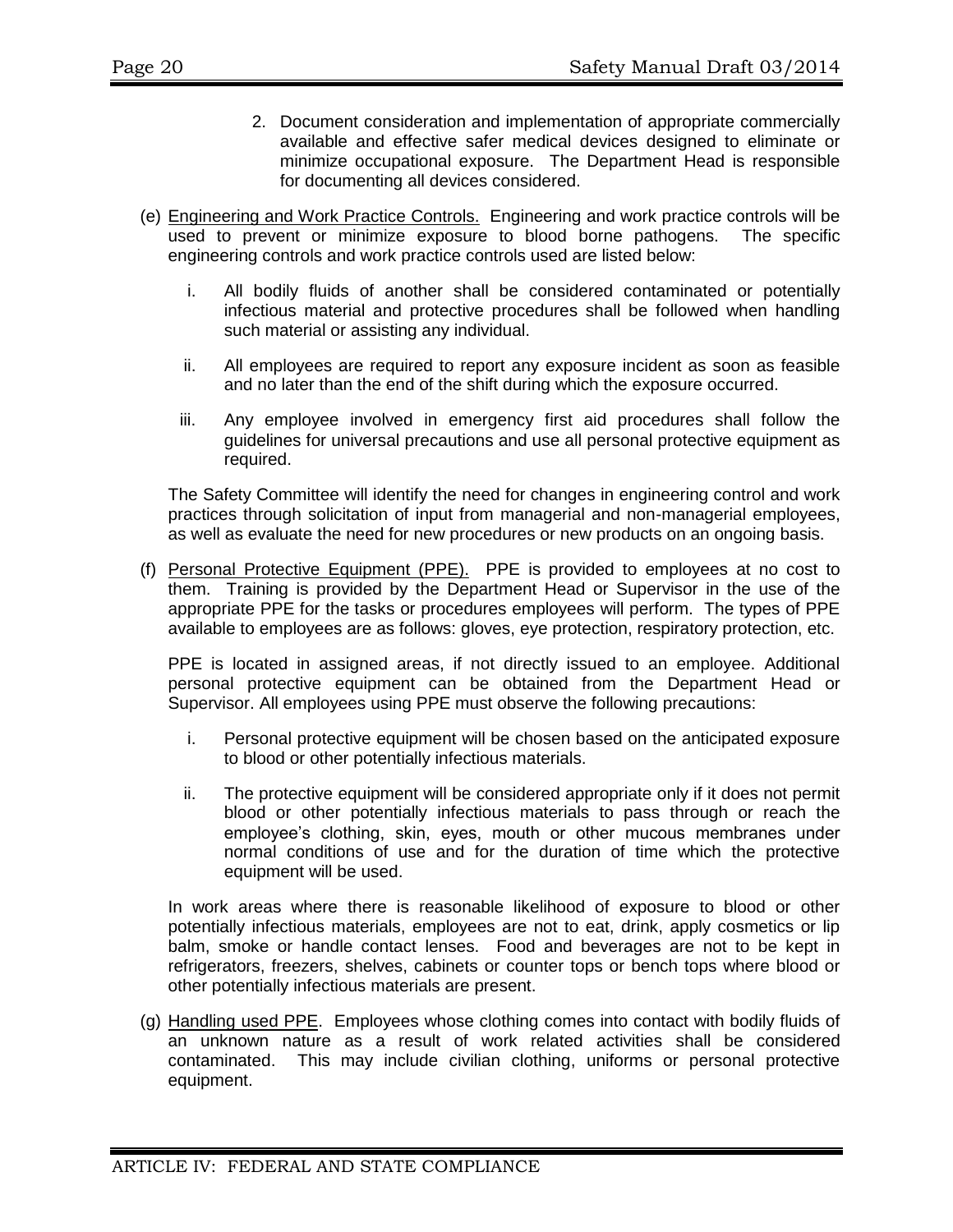2. Document consideration and implementation of appropriate commercially available and effective safer medical devices designed to eliminate or minimize occupational exposure. The Department Head is responsible for documenting all devices considered.

(e) <u>Engineering and Work Practice Controls.</u> Engineering and work practice controls will be used to prevent or minimize exposure to blood borne pathogens. The specific engineering controls and work practice controls used are listed below:

i. All bodily fluids of another shall be considered contaminated or potentially infectious material and protective procedures shall be followed when handling such material or assisting any individual.

ii. All employees are required to report any exposure incident as soon as feasible and no later than the end of the shift during which the exposure occurred.

iii. Any employee involved in emergency first aid procedures shall follow the guidelines for universal precautions and use all personal protective equipment as required.

The Safety Committee will identify the need for changes in engineering control and work practices through solicitation of input from managerial and non-managerial employees, as well as evaluate the need for new procedures or new products on an ongoing basis.

(f) <u>Personal Protective Equipment (PPE).</u> PPE is provided to employees at no cost to them. Training is provided by the Department Head or Supervisor in the use of the appropriate PPE for the tasks or procedures employees will perform. The types of PPE available to employees are as follows: gloves, eye protection, respiratory protection, etc.

PPE is located in assigned areas, if not directly issued to an employee. Additional personal protective equipment can be obtained from the Department Head or Supervisor. All employees using PPE must observe the following precautions:

i. Personal protective equipment will be chosen based on the anticipated exposure to blood or other potentially infectious materials.

ii. The protective equipment will be considered appropriate only if it does not permit blood or other potentially infectious materials to pass through or reach the employee's clothing, skin, eyes, mouth or other mucous membranes under normal conditions of use and for the duration of time which the protective equipment will be used.

In work areas where there is reasonable likelihood of exposure to blood or other potentially infectious materials, employees are not to eat, drink, apply cosmetics or lip balm, smoke or handle contact lenses. Food and beverages are not to be kept in refrigerators, freezers, shelves, cabinets or counter tops or bench tops where blood or other potentially infectious materials are present.

(g) <u>Handling used PPE</u>. Employees whose clothing comes into contact with bodily fluids of an unknown nature as a result of work related activities shall be considered contaminated. This may include civilian clothing, uniforms or personal protective equipment.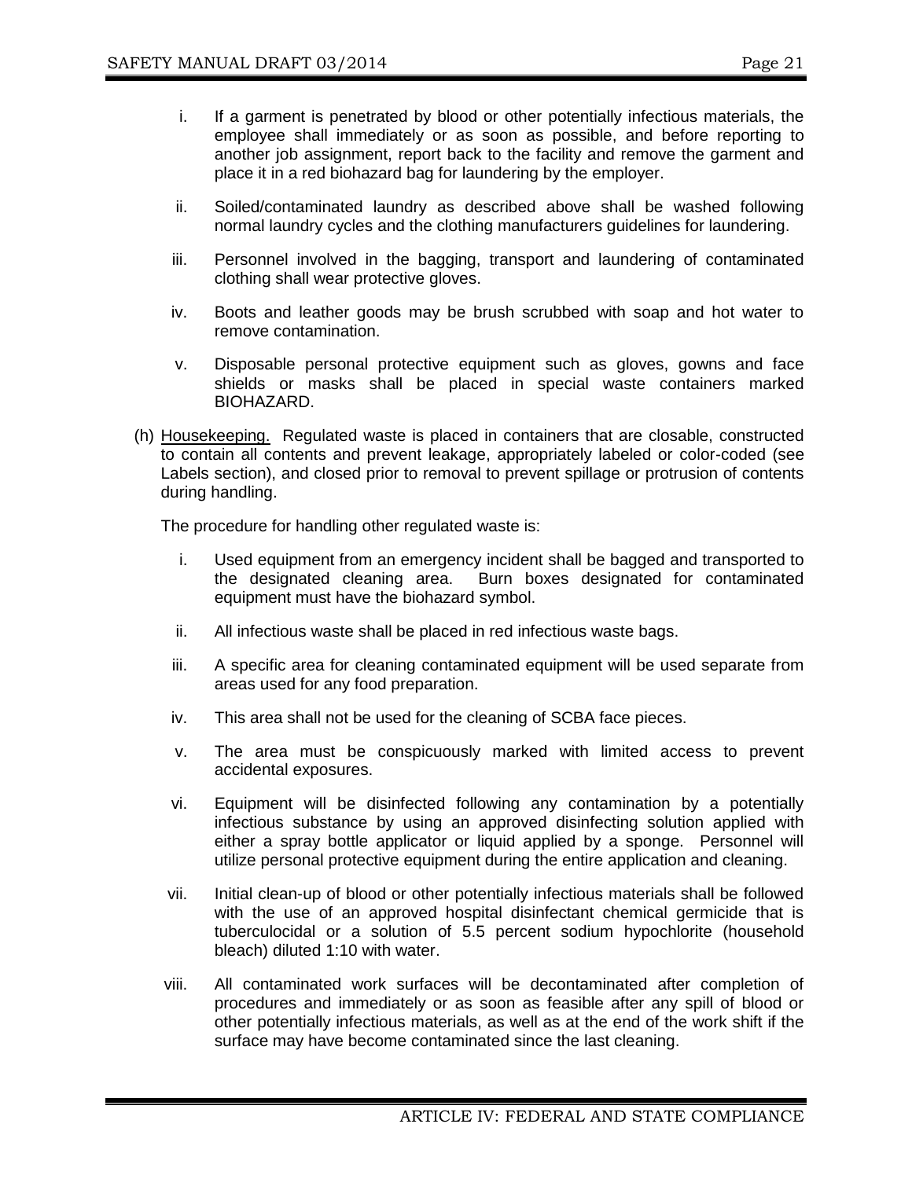i. If a garment is penetrated by blood or other potentially infectious materials, the employee shall immediately or as soon as possible, and before reporting to another job assignment, report back to the facility and remove the garment and place it in a red biohazard bag for laundering by the employer.

ii. Soiled/contaminated laundry as described above shall be washed following normal laundry cycles and the clothing manufacturers guidelines for laundering.

iii. Personnel involved in the bagging, transport and laundering of contaminated clothing shall wear protective gloves.

iv. Boots and leather goods may be brush scrubbed with soap and hot water to remove contamination.

v. Disposable personal protective equipment such as gloves, gowns and face shields or masks shall be placed in special waste containers marked BIOHAZARD.

(h) Housekeeping. Regulated waste is placed in containers that are closable, constructed to contain all contents and prevent leakage, appropriately labeled or color-coded (see Labels section), and closed prior to removal to prevent spillage or protrusion of contents during handling.

The procedure for handling other regulated waste is:

i. Used equipment from an emergency incident shall be bagged and transported to the designated cleaning area. Burn boxes designated for contaminated equipment must have the biohazard symbol.

ii. All infectious waste shall be placed in red infectious waste bags.

iii. A specific area for cleaning contaminated equipment will be used separate from areas used for any food preparation.

iv. This area shall not be used for the cleaning of SCBA face pieces.

v. The area must be conspicuously marked with limited access to prevent accidental exposures.

vi. Equipment will be disinfected following any contamination by a potentially infectious substance by using an approved disinfecting solution applied with either a spray bottle applicator or liquid applied by a sponge. Personnel will utilize personal protective equipment during the entire application and cleaning.

vii. Initial clean-up of blood or other potentially infectious materials shall be followed with the use of an approved hospital disinfectant chemical germicide that is tuberculocidal or a solution of 5.5 percent sodium hypochlorite (household bleach) diluted 1:10 with water.

viii. All contaminated work surfaces will be decontaminated after completion of procedures and immediately or as soon as feasible after any spill of blood or other potentially infectious materials, as well as at the end of the work shift if the surface may have become contaminated since the last cleaning.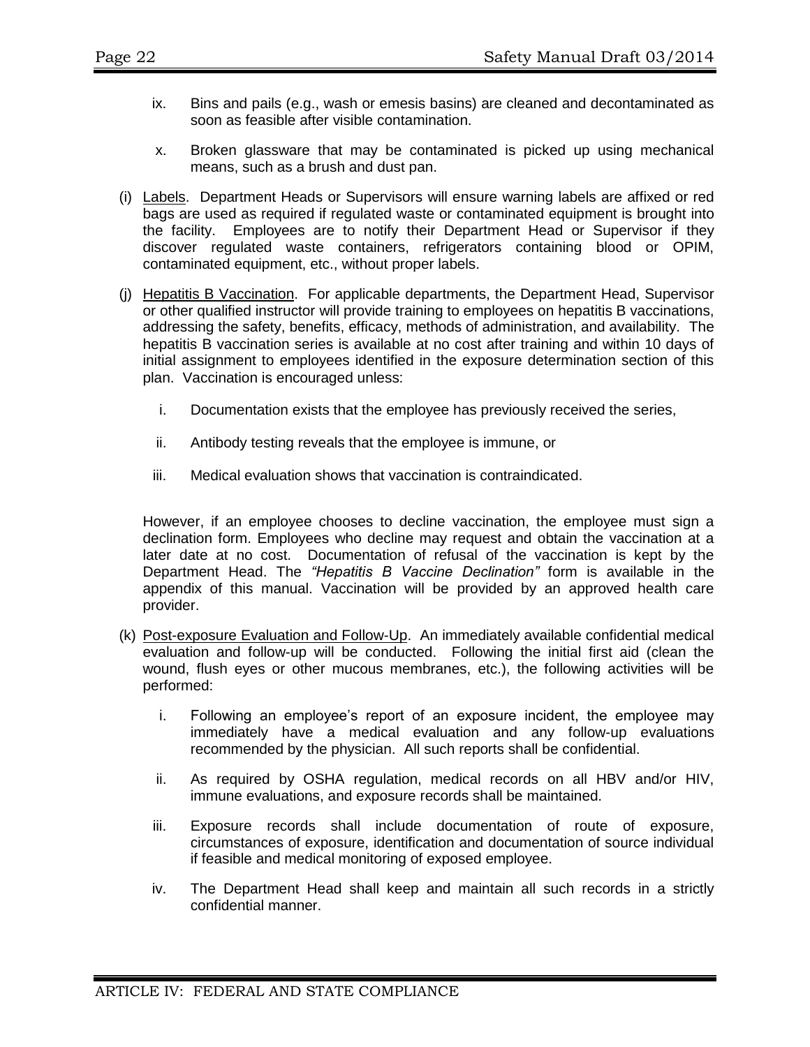ix. Bins and pails (e.g., wash or emesis basins) are cleaned and decontaminated as soon as feasible after visible contamination.

x. Broken glassware that may be contaminated is picked up using mechanical means, such as a brush and dust pan.

(i) Labels. Department Heads or Supervisors will ensure warning labels are affixed or red bags are used as required if regulated waste or contaminated equipment is brought into the facility. Employees are to notify their Department Head or Supervisor if they discover regulated waste containers, refrigerators containing blood or OPIM, contaminated equipment, etc., without proper labels.

(j) Hepatitis B Vaccination. For applicable departments, the Department Head, Supervisor or other qualified instructor will provide training to employees on hepatitis B vaccinations, addressing the safety, benefits, efficacy, methods of administration, and availability. The hepatitis B vaccination series is available at no cost after training and within 10 days of initial assignment to employees identified in the exposure determination section of this plan. Vaccination is encouraged unless:

i. Documentation exists that the employee has previously received the series,

ii. Antibody testing reveals that the employee is immune, or

iii. Medical evaluation shows that vaccination is contraindicated.

However, if an employee chooses to decline vaccination, the employee must sign a declination form. Employees who decline may request and obtain the vaccination at a later date at no cost. Documentation of refusal of the vaccination is kept by the Department Head. The *"Hepatitis B Vaccine Declination"* form is available in the appendix of this manual. Vaccination will be provided by an approved health care provider.

(k) Post-exposure Evaluation and Follow-Up. An immediately available confidential medical evaluation and follow-up will be conducted. Following the initial first aid (clean the wound, flush eyes or other mucous membranes, etc.), the following activities will be performed:

i. Following an employee's report of an exposure incident, the employee may immediately have a medical evaluation and any follow-up evaluations recommended by the physician. All such reports shall be confidential.

ii. As required by OSHA regulation, medical records on all HBV and/or HIV, immune evaluations, and exposure records shall be maintained.

iii. Exposure records shall include documentation of route of exposure, circumstances of exposure, identification and documentation of source individual if feasible and medical monitoring of exposed employee.

iv. The Department Head shall keep and maintain all such records in a strictly confidential manner.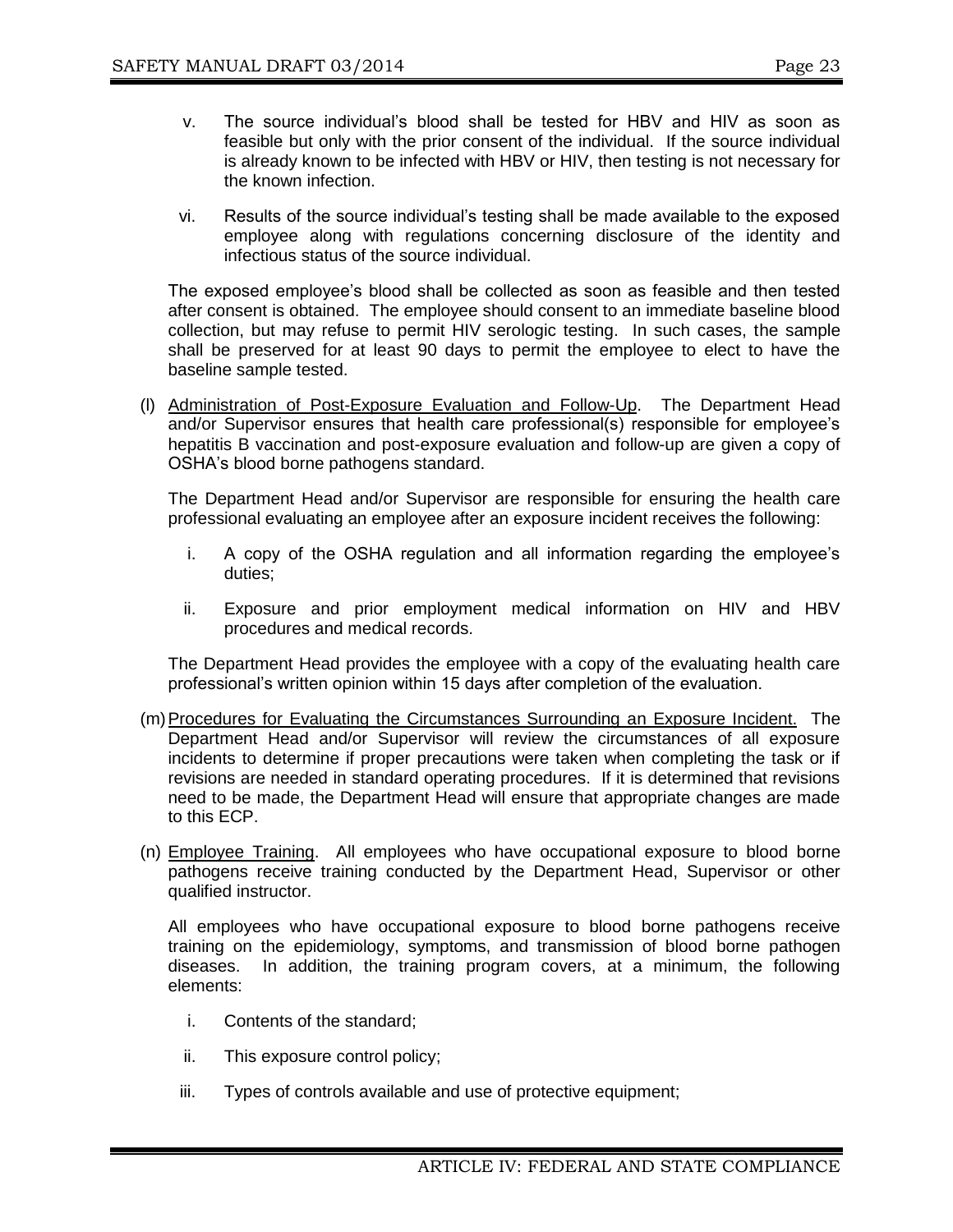v. The source individual's blood shall be tested for HBV and HIV as soon as feasible but only with the prior consent of the individual. If the source individual is already known to be infected with HBV or HIV, then testing is not necessary for the known infection.

vi. Results of the source individual's testing shall be made available to the exposed employee along with regulations concerning disclosure of the identity and infectious status of the source individual.

The exposed employee's blood shall be collected as soon as feasible and then tested after consent is obtained. The employee should consent to an immediate baseline blood collection, but may refuse to permit HIV serologic testing. In such cases, the sample shall be preserved for at least 90 days to permit the employee to elect to have the baseline sample tested.

(l) <u>Administration of Post-Exposure Evaluation and Follow-Up</u>. The Department Head and/or Supervisor ensures that health care professional(s) responsible for employee's hepatitis B vaccination and post-exposure evaluation and follow-up are given a copy of OSHA's blood borne pathogens standard.

The Department Head and/or Supervisor are responsible for ensuring the health care professional evaluating an employee after an exposure incident receives the following:

i. A copy of the OSHA regulation and all information regarding the employee's duties;

ii. Exposure and prior employment medical information on HIV and HBV procedures and medical records.

The Department Head provides the employee with a copy of the evaluating health care professional's written opinion within 15 days after completion of the evaluation.

(m) <u>Procedures for Evaluating the Circumstances Surrounding an Exposure Incident.</u> The Department Head and/or Supervisor will review the circumstances of all exposure incidents to determine if proper precautions were taken when completing the task or if revisions are needed in standard operating procedures. If it is determined that revisions need to be made, the Department Head will ensure that appropriate changes are made to this ECP.

(n) <u>Employee Training</u>. All employees who have occupational exposure to blood borne pathogens receive training conducted by the Department Head, Supervisor or other qualified instructor.

All employees who have occupational exposure to blood borne pathogens receive training on the epidemiology, symptoms, and transmission of blood borne pathogen diseases. In addition, the training program covers, at a minimum, the following elements:

i. Contents of the standard;

ii. This exposure control policy;

iii. Types of controls available and use of protective equipment;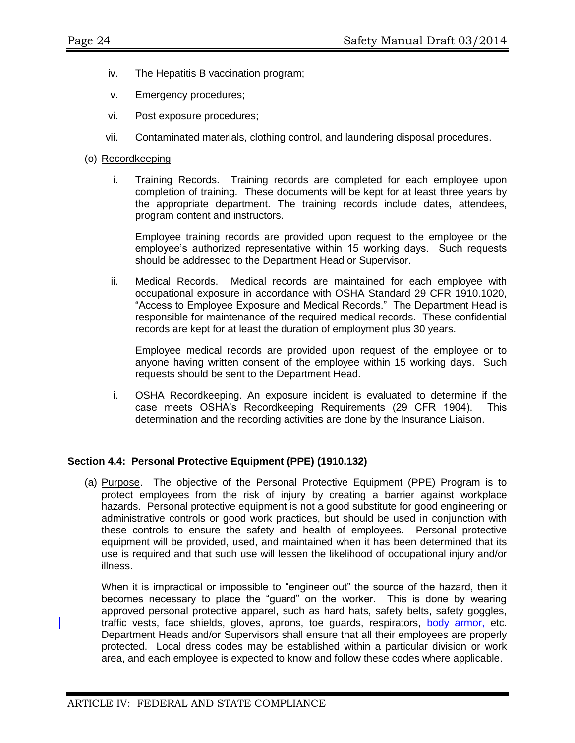iv. The Hepatitis B vaccination program;

v. Emergency procedures;

vi. Post exposure procedures;

vii. Contaminated materials, clothing control, and laundering disposal procedures.

(o) <u>Recordkeeping</u>

i. Training Records. Training records are completed for each employee upon completion of training. These documents will be kept for at least three years by the appropriate department. The training records include dates, attendees, program content and instructors.

Employee training records are provided upon request to the employee or the employee's authorized representative within 15 working days. Such requests should be addressed to the Department Head or Supervisor.

ii. Medical Records. Medical records are maintained for each employee with occupational exposure in accordance with OSHA Standard 29 CFR 1910.1020, "Access to Employee Exposure and Medical Records." The Department Head is responsible for maintenance of the required medical records. These confidential records are kept for at least the duration of employment plus 30 years.

Employee medical records are provided upon request of the employee or to anyone having written consent of the employee within 15 working days. Such requests should be sent to the Department Head.

i. OSHA Recordkeeping. An exposure incident is evaluated to determine if the case meets OSHA's Recordkeeping Requirements (29 CFR 1904). This determination and the recording activities are done by the Insurance Liaison.

### Section 4.4: Personal Protective Equipment (PPE) (1910.132)

(a) <u>Purpose</u>. The objective of the Personal Protective Equipment (PPE) Program is to protect employees from the risk of injury by creating a barrier against workplace hazards. Personal protective equipment is not a good substitute for good engineering or administrative controls or good work practices, but should be used in conjunction with these controls to ensure the safety and health of employees. Personal protective equipment will be provided, used, and maintained when it has been determined that its use is required and that such use will lessen the likelihood of occupational injury and/or illness.

When it is impractical or impossible to "engineer out" the source of the hazard, then it becomes necessary to place the "guard" on the worker. This is done by wearing approved personal protective apparel, such as hard hats, safety belts, safety goggles, traffic vests, face shields, gloves, aprons, toe guards, respirators, <u>body armor,</u> etc. Department Heads and/or Supervisors shall ensure that all their employees are properly protected. Local dress codes may be established within a particular division or work area, and each employee is expected to know and follow these codes where applicable.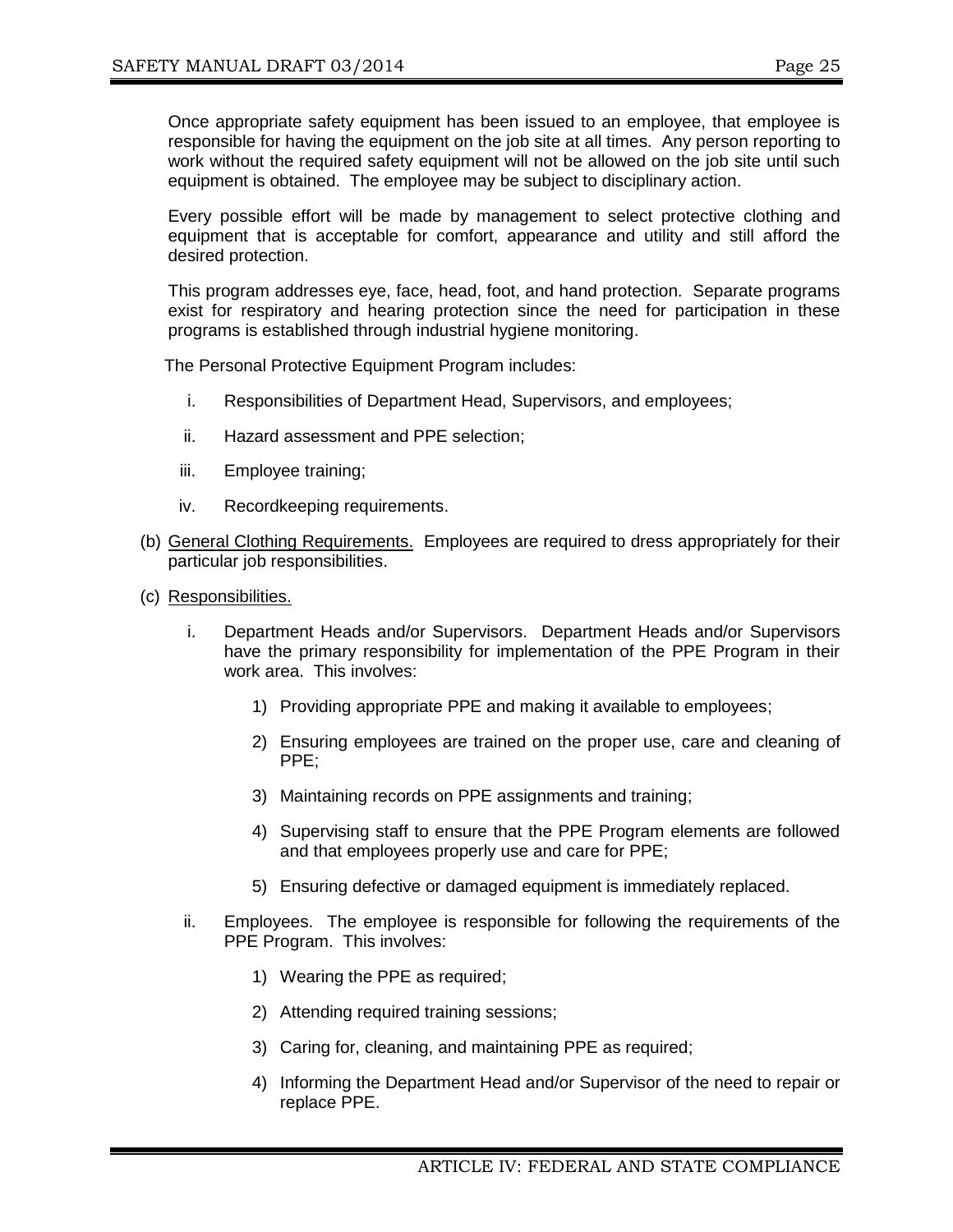Once appropriate safety equipment has been issued to an employee, that employee is responsible for having the equipment on the job site at all times. Any person reporting to work without the required safety equipment will not be allowed on the job site until such equipment is obtained. The employee may be subject to disciplinary action.

Every possible effort will be made by management to select protective clothing and equipment that is acceptable for comfort, appearance and utility and still afford the desired protection.

This program addresses eye, face, head, foot, and hand protection. Separate programs exist for respiratory and hearing protection since the need for participation in these programs is established through industrial hygiene monitoring.

The Personal Protective Equipment Program includes:

- i. Responsibilities of Department Head, Supervisors, and employees;
- ii. Hazard assessment and PPE selection;
- iii. Employee training;
- iv. Recordkeeping requirements.

(b) General Clothing Requirements. Employees are required to dress appropriately for their particular job responsibilities.

(c) Responsibilities.

- i. Department Heads and/or Supervisors. Department Heads and/or Supervisors have the primary responsibility for implementation of the PPE Program in their work area. This involves:
    1) Providing appropriate PPE and making it available to employees;
    2) Ensuring employees are trained on the proper use, care and cleaning of PPE;
    3) Maintaining records on PPE assignments and training;
    4) Supervising staff to ensure that the PPE Program elements are followed and that employees properly use and care for PPE;
    5) Ensuring defective or damaged equipment is immediately replaced.
- ii. Employees. The employee is responsible for following the requirements of the PPE Program. This involves:
    1) Wearing the PPE as required;
    2) Attending required training sessions;
    3) Caring for, cleaning, and maintaining PPE as required;
    4) Informing the Department Head and/or Supervisor of the need to repair or replace PPE.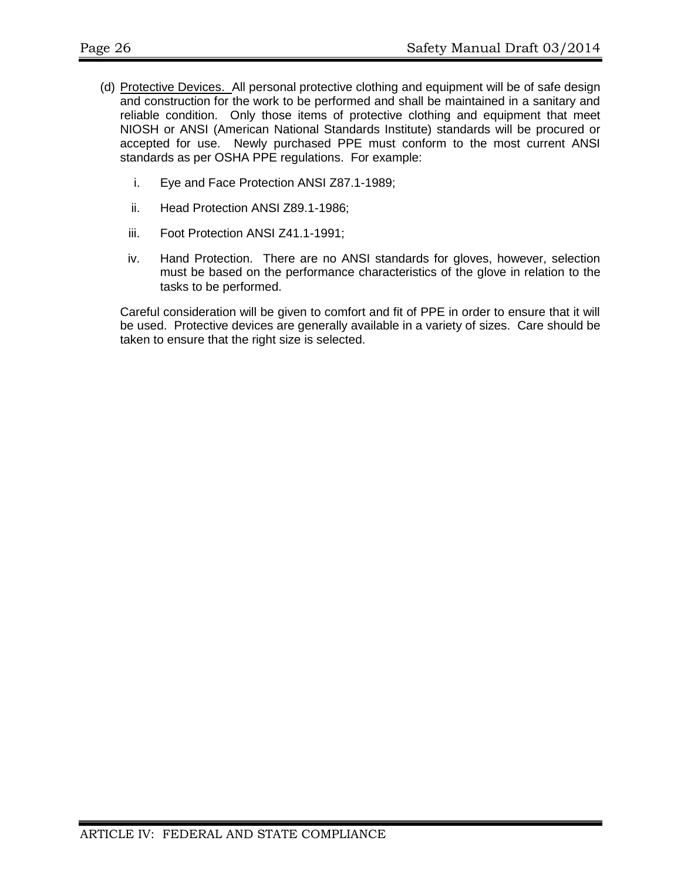(d) <u>Protective Devices.</u> All personal protective clothing and equipment will be of safe design and construction for the work to be performed and shall be maintained in a sanitary and reliable condition. Only those items of protective clothing and equipment that meet NIOSH or ANSI (American National Standards Institute) standards will be procured or accepted for use. Newly purchased PPE must conform to the most current ANSI standards as per OSHA PPE regulations. For example:

i. Eye and Face Protection ANSI Z87.1-1989;

ii. Head Protection ANSI Z89.1-1986;

iii. Foot Protection ANSI Z41.1-1991;

iv. Hand Protection. There are no ANSI standards for gloves, however, selection must be based on the performance characteristics of the glove in relation to the tasks to be performed.

Careful consideration will be given to comfort and fit of PPE in order to ensure that it will be used. Protective devices are generally available in a variety of sizes. Care should be taken to ensure that the right size is selected.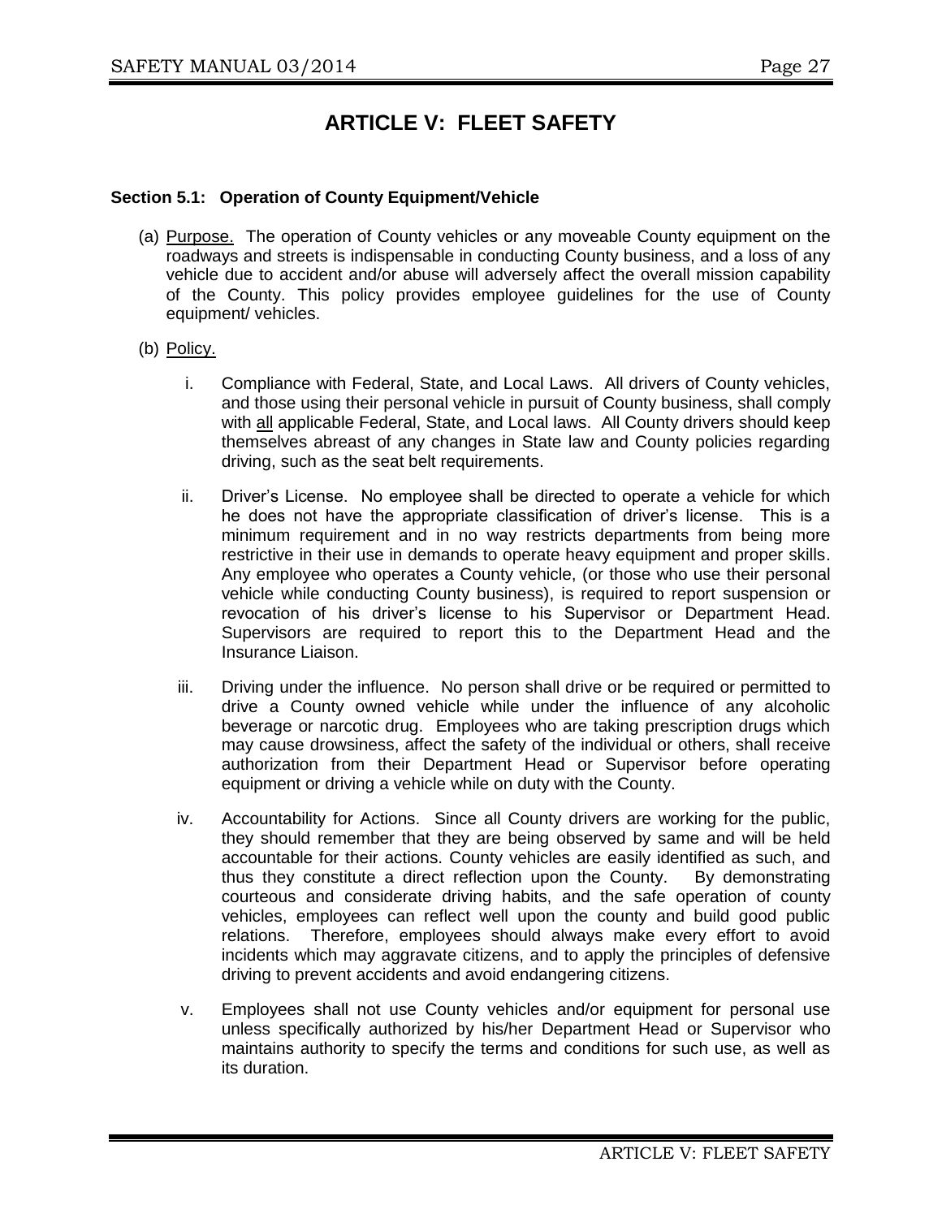# ARTICLE V: FLEET SAFETY

### Section 5.1: Operation of County Equipment/Vehicle

(a) Purpose. The operation of County vehicles or any moveable County equipment on the roadways and streets is indispensable in conducting County business, and a loss of any vehicle due to accident and/or abuse will adversely affect the overall mission capability of the County. This policy provides employee guidelines for the use of County equipment/ vehicles.

(b) Policy.

i. Compliance with Federal, State, and Local Laws. All drivers of County vehicles, and those using their personal vehicle in pursuit of County business, shall comply with all applicable Federal, State, and Local laws. All County drivers should keep themselves abreast of any changes in State law and County policies regarding driving, such as the seat belt requirements.

ii. Driver's License. No employee shall be directed to operate a vehicle for which he does not have the appropriate classification of driver's license. This is a minimum requirement and in no way restricts departments from being more restrictive in their use in demands to operate heavy equipment and proper skills. Any employee who operates a County vehicle, (or those who use their personal vehicle while conducting County business), is required to report suspension or revocation of his driver's license to his Supervisor or Department Head. Supervisors are required to report this to the Department Head and the Insurance Liaison.

iii. Driving under the influence. No person shall drive or be required or permitted to drive a County owned vehicle while under the influence of any alcoholic beverage or narcotic drug. Employees who are taking prescription drugs which may cause drowsiness, affect the safety of the individual or others, shall receive authorization from their Department Head or Supervisor before operating equipment or driving a vehicle while on duty with the County.

iv. Accountability for Actions. Since all County drivers are working for the public, they should remember that they are being observed by same and will be held accountable for their actions. County vehicles are easily identified as such, and thus they constitute a direct reflection upon the County. By demonstrating courteous and considerate driving habits, and the safe operation of county vehicles, employees can reflect well upon the county and build good public relations. Therefore, employees should always make every effort to avoid incidents which may aggravate citizens, and to apply the principles of defensive driving to prevent accidents and avoid endangering citizens.

v. Employees shall not use County vehicles and/or equipment for personal use unless specifically authorized by his/her Department Head or Supervisor who maintains authority to specify the terms and conditions for such use, as well as its duration.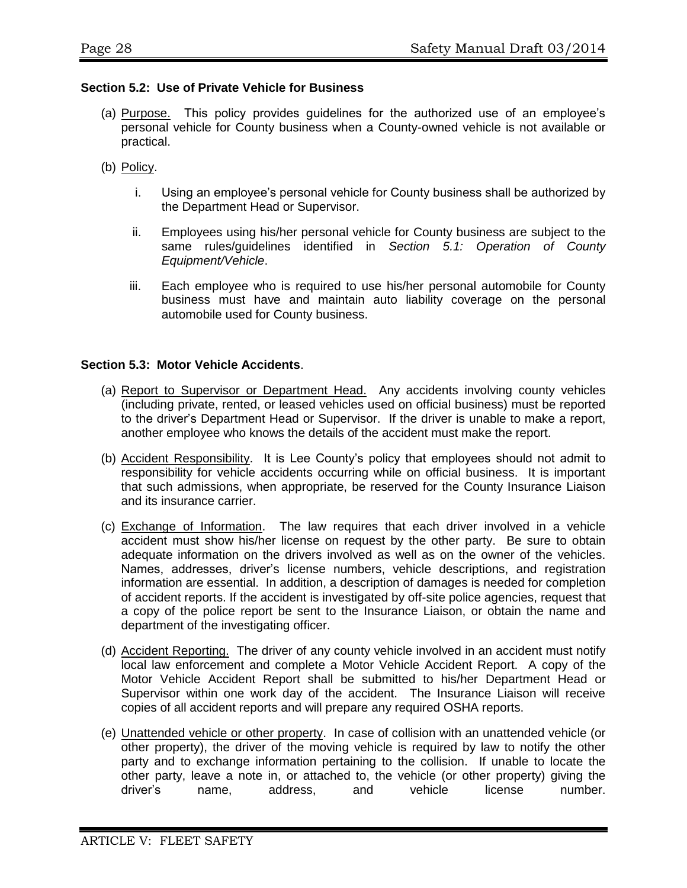**Section 5.2: Use of Private Vehicle for Business**

(a) Purpose. This policy provides guidelines for the authorized use of an employee's personal vehicle for County business when a County-owned vehicle is not available or practical.

(b) Policy.

i. Using an employee's personal vehicle for County business shall be authorized by the Department Head or Supervisor.

ii. Employees using his/her personal vehicle for County business are subject to the same rules/guidelines identified in *Section 5.1: Operation of County Equipment/Vehicle*.

iii. Each employee who is required to use his/her personal automobile for County business must have and maintain auto liability coverage on the personal automobile used for County business.

**Section 5.3: Motor Vehicle Accidents**.

(a) Report to Supervisor or Department Head. Any accidents involving county vehicles (including private, rented, or leased vehicles used on official business) must be reported to the driver's Department Head or Supervisor. If the driver is unable to make a report, another employee who knows the details of the accident must make the report.

(b) Accident Responsibility. It is Lee County's policy that employees should not admit to responsibility for vehicle accidents occurring while on official business. It is important that such admissions, when appropriate, be reserved for the County Insurance Liaison and its insurance carrier.

(c) Exchange of Information. The law requires that each driver involved in a vehicle accident must show his/her license on request by the other party. Be sure to obtain adequate information on the drivers involved as well as on the owner of the vehicles. Names, addresses, driver's license numbers, vehicle descriptions, and registration information are essential. In addition, a description of damages is needed for completion of accident reports. If the accident is investigated by off-site police agencies, request that a copy of the police report be sent to the Insurance Liaison, or obtain the name and department of the investigating officer.

(d) Accident Reporting. The driver of any county vehicle involved in an accident must notify local law enforcement and complete a Motor Vehicle Accident Report. A copy of the Motor Vehicle Accident Report shall be submitted to his/her Department Head or Supervisor within one work day of the accident. The Insurance Liaison will receive copies of all accident reports and will prepare any required OSHA reports.

(e) Unattended vehicle or other property. In case of collision with an unattended vehicle (or other property), the driver of the moving vehicle is required by law to notify the other party and to exchange information pertaining to the collision. If unable to locate the other party, leave a note in, or attached to, the vehicle (or other property) giving the driver's name, address, and vehicle license number.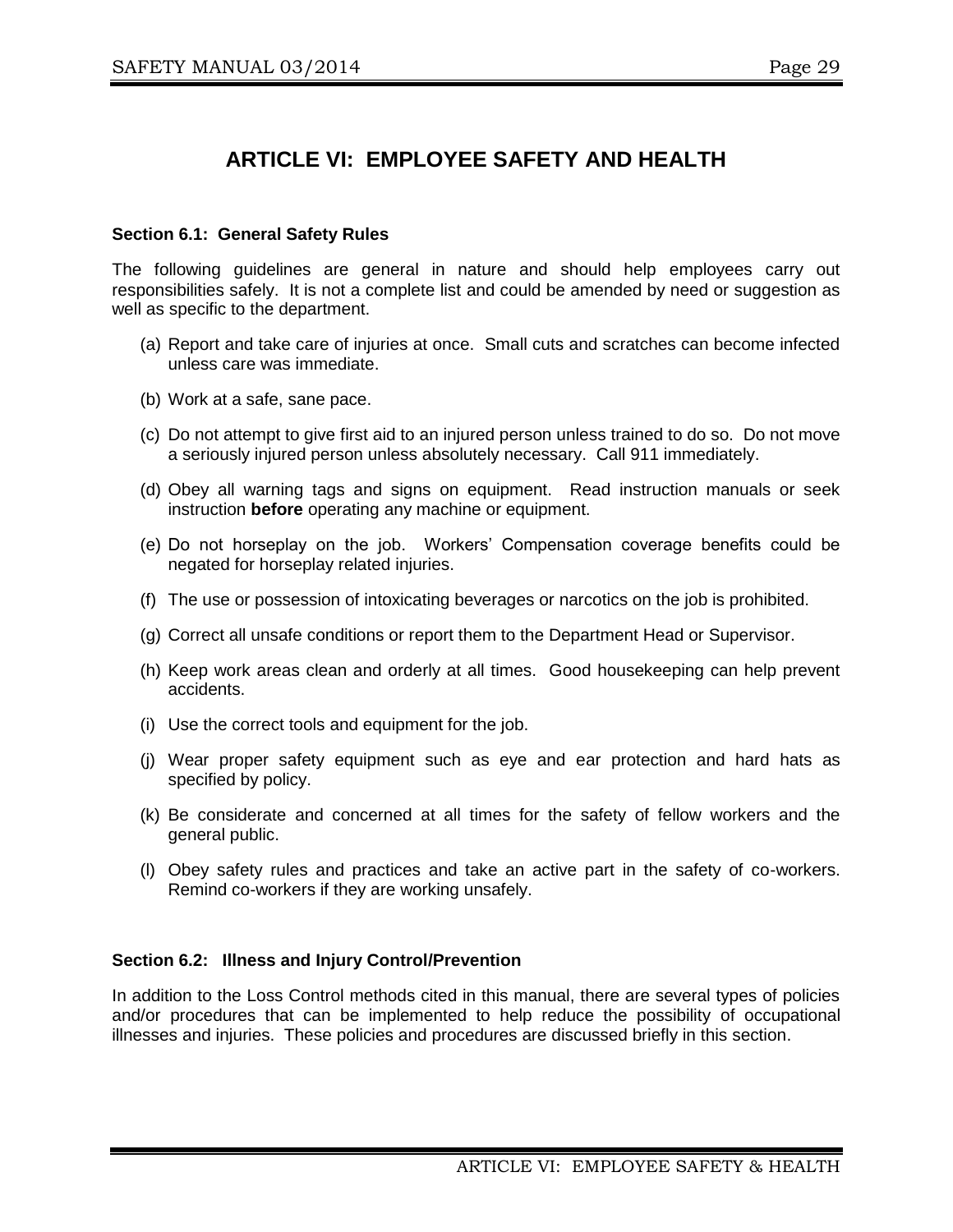# ARTICLE VI: EMPLOYEE SAFETY AND HEALTH

### Section 6.1: General Safety Rules

The following guidelines are general in nature and should help employees carry out responsibilities safely. It is not a complete list and could be amended by need or suggestion as well as specific to the department.

(a) Report and take care of injuries at once. Small cuts and scratches can become infected unless care was immediate.

(b) Work at a safe, sane pace.

(c) Do not attempt to give first aid to an injured person unless trained to do so. Do not move a seriously injured person unless absolutely necessary. Call 911 immediately.

(d) Obey all warning tags and signs on equipment. Read instruction manuals or seek instruction **before** operating any machine or equipment.

(e) Do not horseplay on the job. Workers' Compensation coverage benefits could be negated for horseplay related injuries.

(f) The use or possession of intoxicating beverages or narcotics on the job is prohibited.

(g) Correct all unsafe conditions or report them to the Department Head or Supervisor.

(h) Keep work areas clean and orderly at all times. Good housekeeping can help prevent accidents.

(i) Use the correct tools and equipment for the job.

(j) Wear proper safety equipment such as eye and ear protection and hard hats as specified by policy.

(k) Be considerate and concerned at all times for the safety of fellow workers and the general public.

(l) Obey safety rules and practices and take an active part in the safety of co-workers. Remind co-workers if they are working unsafely.

### Section 6.2: Illness and Injury Control/Prevention

In addition to the Loss Control methods cited in this manual, there are several types of policies and/or procedures that can be implemented to help reduce the possibility of occupational illnesses and injuries. These policies and procedures are discussed briefly in this section.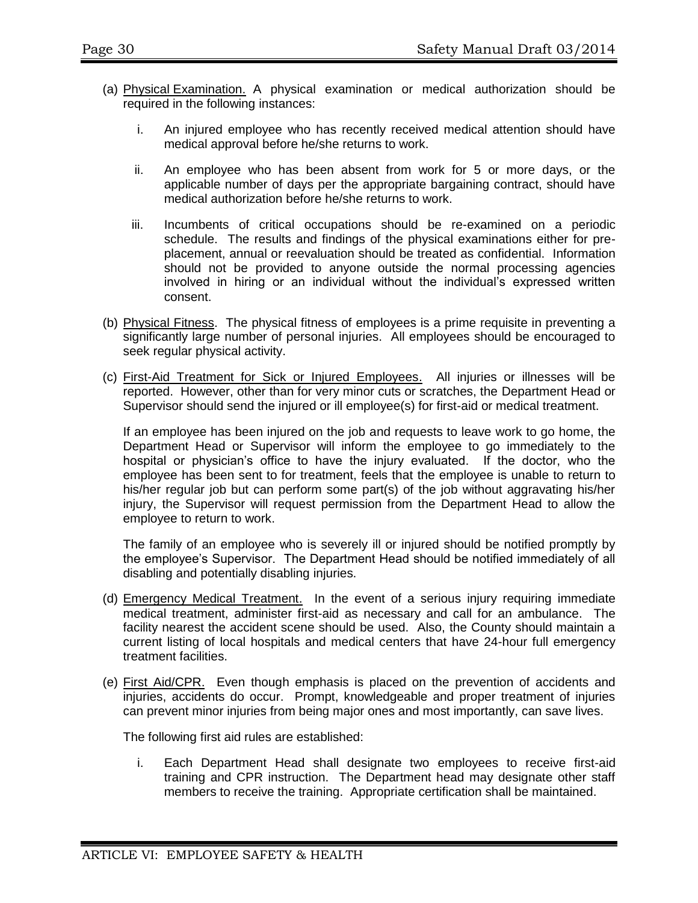(a) Physical Examination. A physical examination or medical authorization should be required in the following instances:

   i. An injured employee who has recently received medical attention should have medical approval before he/she returns to work.

   ii. An employee who has been absent from work for 5 or more days, or the applicable number of days per the appropriate bargaining contract, should have medical authorization before he/she returns to work.

   iii. Incumbents of critical occupations should be re-examined on a periodic schedule. The results and findings of the physical examinations either for pre-placement, annual or reevaluation should be treated as confidential. Information should not be provided to anyone outside the normal processing agencies involved in hiring or an individual without the individual's expressed written consent.

(b) Physical Fitness. The physical fitness of employees is a prime requisite in preventing a significantly large number of personal injuries. All employees should be encouraged to seek regular physical activity.

(c) First-Aid Treatment for Sick or Injured Employees. All injuries or illnesses will be reported. However, other than for very minor cuts or scratches, the Department Head or Supervisor should send the injured or ill employee(s) for first-aid or medical treatment.

If an employee has been injured on the job and requests to leave work to go home, the Department Head or Supervisor will inform the employee to go immediately to the hospital or physician's office to have the injury evaluated. If the doctor, who the employee has been sent to for treatment, feels that the employee is unable to return to his/her regular job but can perform some part(s) of the job without aggravating his/her injury, the Supervisor will request permission from the Department Head to allow the employee to return to work.

The family of an employee who is severely ill or injured should be notified promptly by the employee's Supervisor. The Department Head should be notified immediately of all disabling and potentially disabling injuries.

(d) Emergency Medical Treatment. In the event of a serious injury requiring immediate medical treatment, administer first-aid as necessary and call for an ambulance. The facility nearest the accident scene should be used. Also, the County should maintain a current listing of local hospitals and medical centers that have 24-hour full emergency treatment facilities.

(e) First Aid/CPR. Even though emphasis is placed on the prevention of accidents and injuries, accidents do occur. Prompt, knowledgeable and proper treatment of injuries can prevent minor injuries from being major ones and most importantly, can save lives.

The following first aid rules are established:

   i. Each Department Head shall designate two employees to receive first-aid training and CPR instruction. The Department head may designate other staff members to receive the training. Appropriate certification shall be maintained.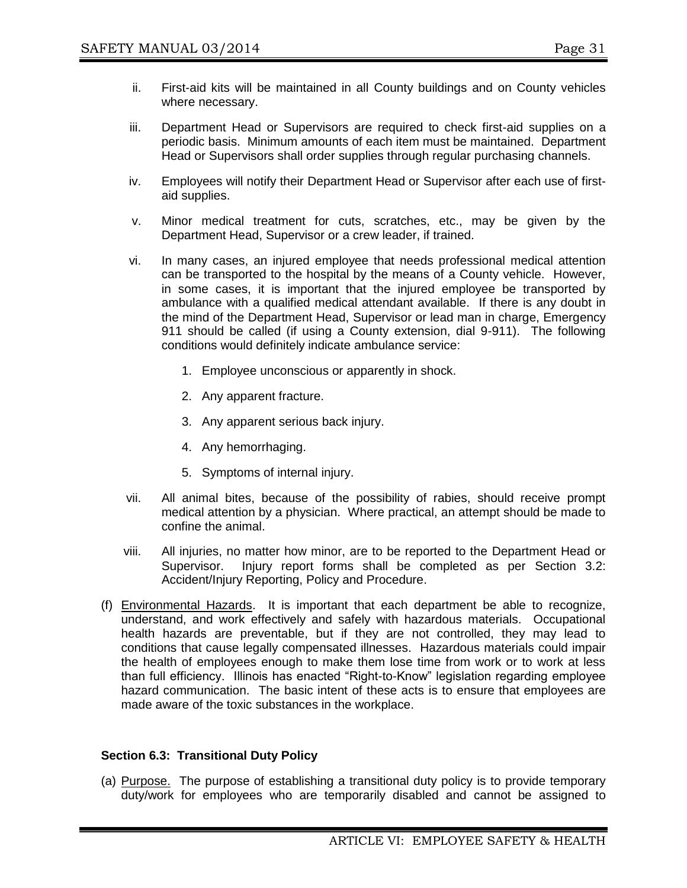ii. First-aid kits will be maintained in all County buildings and on County vehicles where necessary.

iii. Department Head or Supervisors are required to check first-aid supplies on a periodic basis. Minimum amounts of each item must be maintained. Department Head or Supervisors shall order supplies through regular purchasing channels.

iv. Employees will notify their Department Head or Supervisor after each use of first-aid supplies.

v. Minor medical treatment for cuts, scratches, etc., may be given by the Department Head, Supervisor or a crew leader, if trained.

vi. In many cases, an injured employee that needs professional medical attention can be transported to the hospital by the means of a County vehicle. However, in some cases, it is important that the injured employee be transported by ambulance with a qualified medical attendant available. If there is any doubt in the mind of the Department Head, Supervisor or lead man in charge, Emergency 911 should be called (if using a County extension, dial 9-911). The following conditions would definitely indicate ambulance service:

   1. Employee unconscious or apparently in shock.

   2. Any apparent fracture.

   3. Any apparent serious back injury.

   4. Any hemorrhaging.

   5. Symptoms of internal injury.

vii. All animal bites, because of the possibility of rabies, should receive prompt medical attention by a physician. Where practical, an attempt should be made to confine the animal.

viii. All injuries, no matter how minor, are to be reported to the Department Head or Supervisor. Injury report forms shall be completed as per Section 3.2: Accident/Injury Reporting, Policy and Procedure.

(f) Environmental Hazards. It is important that each department be able to recognize, understand, and work effectively and safely with hazardous materials. Occupational health hazards are preventable, but if they are not controlled, they may lead to conditions that cause legally compensated illnesses. Hazardous materials could impair the health of employees enough to make them lose time from work or to work at less than full efficiency. Illinois has enacted "Right-to-Know" legislation regarding employee hazard communication. The basic intent of these acts is to ensure that employees are made aware of the toxic substances in the workplace.

### Section 6.3: Transitional Duty Policy

(a) Purpose. The purpose of establishing a transitional duty policy is to provide temporary duty/work for employees who are temporarily disabled and cannot be assigned to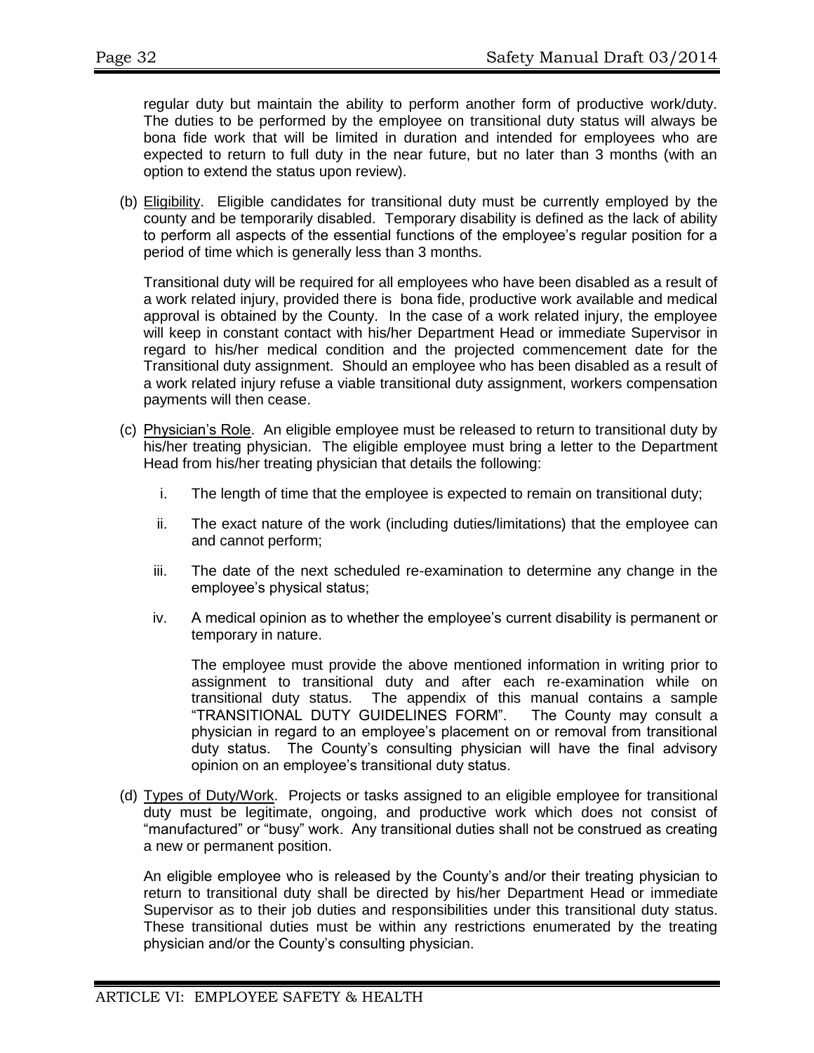regular duty but maintain the ability to perform another form of productive work/duty. The duties to be performed by the employee on transitional duty status will always be bona fide work that will be limited in duration and intended for employees who are expected to return to full duty in the near future, but no later than 3 months (with an option to extend the status upon review).

(b) Eligibility. Eligible candidates for transitional duty must be currently employed by the county and be temporarily disabled. Temporary disability is defined as the lack of ability to perform all aspects of the essential functions of the employee's regular position for a period of time which is generally less than 3 months.

Transitional duty will be required for all employees who have been disabled as a result of a work related injury, provided there is bona fide, productive work available and medical approval is obtained by the County. In the case of a work related injury, the employee will keep in constant contact with his/her Department Head or immediate Supervisor in regard to his/her medical condition and the projected commencement date for the Transitional duty assignment. Should an employee who has been disabled as a result of a work related injury refuse a viable transitional duty assignment, workers compensation payments will then cease.

(c) Physician's Role. An eligible employee must be released to return to transitional duty by his/her treating physician. The eligible employee must bring a letter to the Department Head from his/her treating physician that details the following:

i. The length of time that the employee is expected to remain on transitional duty;

ii. The exact nature of the work (including duties/limitations) that the employee can and cannot perform;

iii. The date of the next scheduled re-examination to determine any change in the employee's physical status;

iv. A medical opinion as to whether the employee's current disability is permanent or temporary in nature.

The employee must provide the above mentioned information in writing prior to assignment to transitional duty and after each re-examination while on transitional duty status. The appendix of this manual contains a sample "TRANSITIONAL DUTY GUIDELINES FORM". The County may consult a physician in regard to an employee's placement on or removal from transitional duty status. The County's consulting physician will have the final advisory opinion on an employee's transitional duty status.

(d) Types of Duty/Work. Projects or tasks assigned to an eligible employee for transitional duty must be legitimate, ongoing, and productive work which does not consist of "manufactured" or "busy" work. Any transitional duties shall not be construed as creating a new or permanent position.

An eligible employee who is released by the County's and/or their treating physician to return to transitional duty shall be directed by his/her Department Head or immediate Supervisor as to their job duties and responsibilities under this transitional duty status. These transitional duties must be within any restrictions enumerated by the treating physician and/or the County's consulting physician.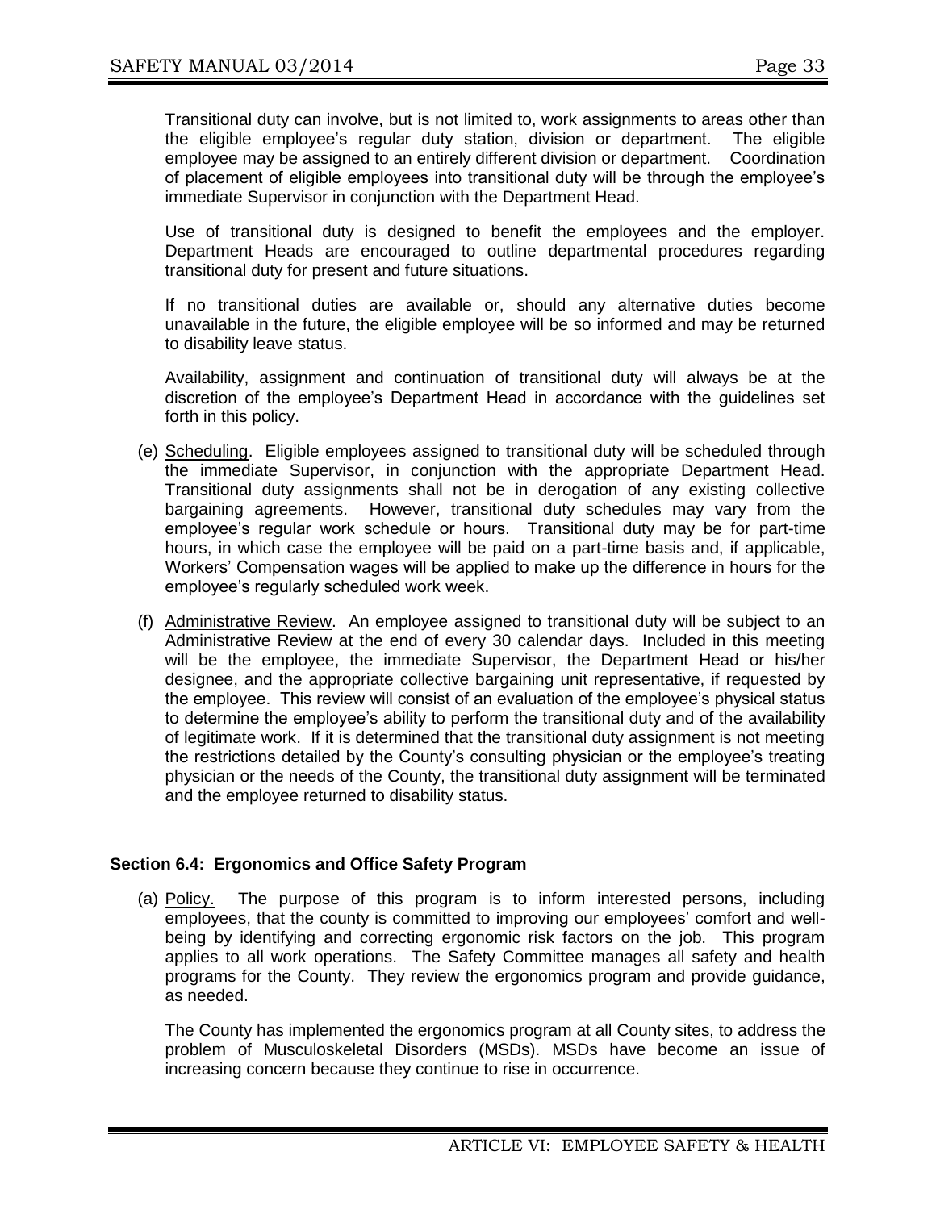Transitional duty can involve, but is not limited to, work assignments to areas other than the eligible employee's regular duty station, division or department. The eligible employee may be assigned to an entirely different division or department. Coordination of placement of eligible employees into transitional duty will be through the employee's immediate Supervisor in conjunction with the Department Head.

Use of transitional duty is designed to benefit the employees and the employer. Department Heads are encouraged to outline departmental procedures regarding transitional duty for present and future situations.

If no transitional duties are available or, should any alternative duties become unavailable in the future, the eligible employee will be so informed and may be returned to disability leave status.

Availability, assignment and continuation of transitional duty will always be at the discretion of the employee's Department Head in accordance with the guidelines set forth in this policy.

(e) Scheduling. Eligible employees assigned to transitional duty will be scheduled through the immediate Supervisor, in conjunction with the appropriate Department Head. Transitional duty assignments shall not be in derogation of any existing collective bargaining agreements. However, transitional duty schedules may vary from the employee's regular work schedule or hours. Transitional duty may be for part-time hours, in which case the employee will be paid on a part-time basis and, if applicable, Workers' Compensation wages will be applied to make up the difference in hours for the employee's regularly scheduled work week.

(f) Administrative Review. An employee assigned to transitional duty will be subject to an Administrative Review at the end of every 30 calendar days. Included in this meeting will be the employee, the immediate Supervisor, the Department Head or his/her designee, and the appropriate collective bargaining unit representative, if requested by the employee. This review will consist of an evaluation of the employee's physical status to determine the employee's ability to perform the transitional duty and of the availability of legitimate work. If it is determined that the transitional duty assignment is not meeting the restrictions detailed by the County's consulting physician or the employee's treating physician or the needs of the County, the transitional duty assignment will be terminated and the employee returned to disability status.

### Section 6.4: Ergonomics and Office Safety Program

(a) Policy. The purpose of this program is to inform interested persons, including employees, that the county is committed to improving our employees' comfort and well-being by identifying and correcting ergonomic risk factors on the job. This program applies to all work operations. The Safety Committee manages all safety and health programs for the County. They review the ergonomics program and provide guidance, as needed.

The County has implemented the ergonomics program at all County sites, to address the problem of Musculoskeletal Disorders (MSDs). MSDs have become an issue of increasing concern because they continue to rise in occurrence.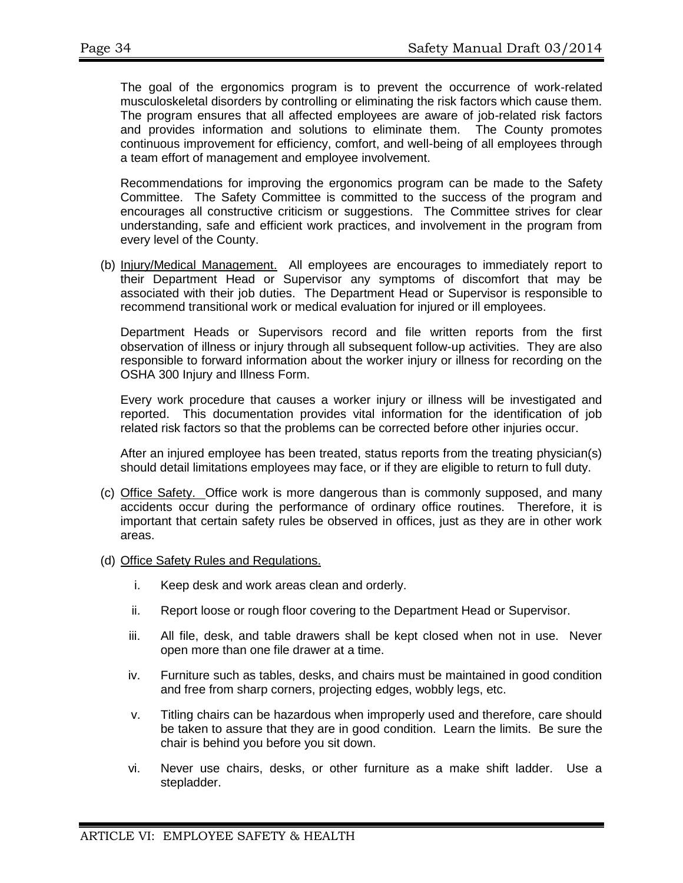The goal of the ergonomics program is to prevent the occurrence of work-related musculoskeletal disorders by controlling or eliminating the risk factors which cause them. The program ensures that all affected employees are aware of job-related risk factors and provides information and solutions to eliminate them. The County promotes continuous improvement for efficiency, comfort, and well-being of all employees through a team effort of management and employee involvement.

Recommendations for improving the ergonomics program can be made to the Safety Committee. The Safety Committee is committed to the success of the program and encourages all constructive criticism or suggestions. The Committee strives for clear understanding, safe and efficient work practices, and involvement in the program from every level of the County.

(b) Injury/Medical Management. All employees are encourages to immediately report to their Department Head or Supervisor any symptoms of discomfort that may be associated with their job duties. The Department Head or Supervisor is responsible to recommend transitional work or medical evaluation for injured or ill employees.

Department Heads or Supervisors record and file written reports from the first observation of illness or injury through all subsequent follow-up activities. They are also responsible to forward information about the worker injury or illness for recording on the OSHA 300 Injury and Illness Form.

Every work procedure that causes a worker injury or illness will be investigated and reported. This documentation provides vital information for the identification of job related risk factors so that the problems can be corrected before other injuries occur.

After an injured employee has been treated, status reports from the treating physician(s) should detail limitations employees may face, or if they are eligible to return to full duty.

(c) Office Safety. Office work is more dangerous than is commonly supposed, and many accidents occur during the performance of ordinary office routines. Therefore, it is important that certain safety rules be observed in offices, just as they are in other work areas.

(d) Office Safety Rules and Regulations.

i. Keep desk and work areas clean and orderly.

ii. Report loose or rough floor covering to the Department Head or Supervisor.

iii. All file, desk, and table drawers shall be kept closed when not in use. Never open more than one file drawer at a time.

iv. Furniture such as tables, desks, and chairs must be maintained in good condition and free from sharp corners, projecting edges, wobbly legs, etc.

v. Titling chairs can be hazardous when improperly used and therefore, care should be taken to assure that they are in good condition. Learn the limits. Be sure the chair is behind you before you sit down.

vi. Never use chairs, desks, or other furniture as a make shift ladder. Use a stepladder.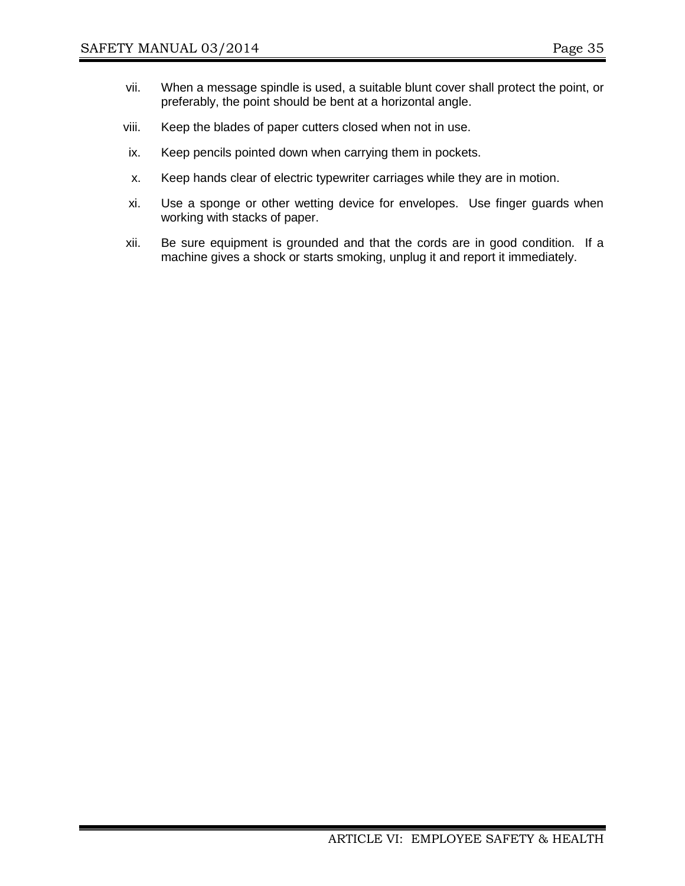vii. When a message spindle is used, a suitable blunt cover shall protect the point, or preferably, the point should be bent at a horizontal angle.

viii. Keep the blades of paper cutters closed when not in use.

ix. Keep pencils pointed down when carrying them in pockets.

x. Keep hands clear of electric typewriter carriages while they are in motion.

xi. Use a sponge or other wetting device for envelopes. Use finger guards when working with stacks of paper.

xii. Be sure equipment is grounded and that the cords are in good condition. If a machine gives a shock or starts smoking, unplug it and report it immediately.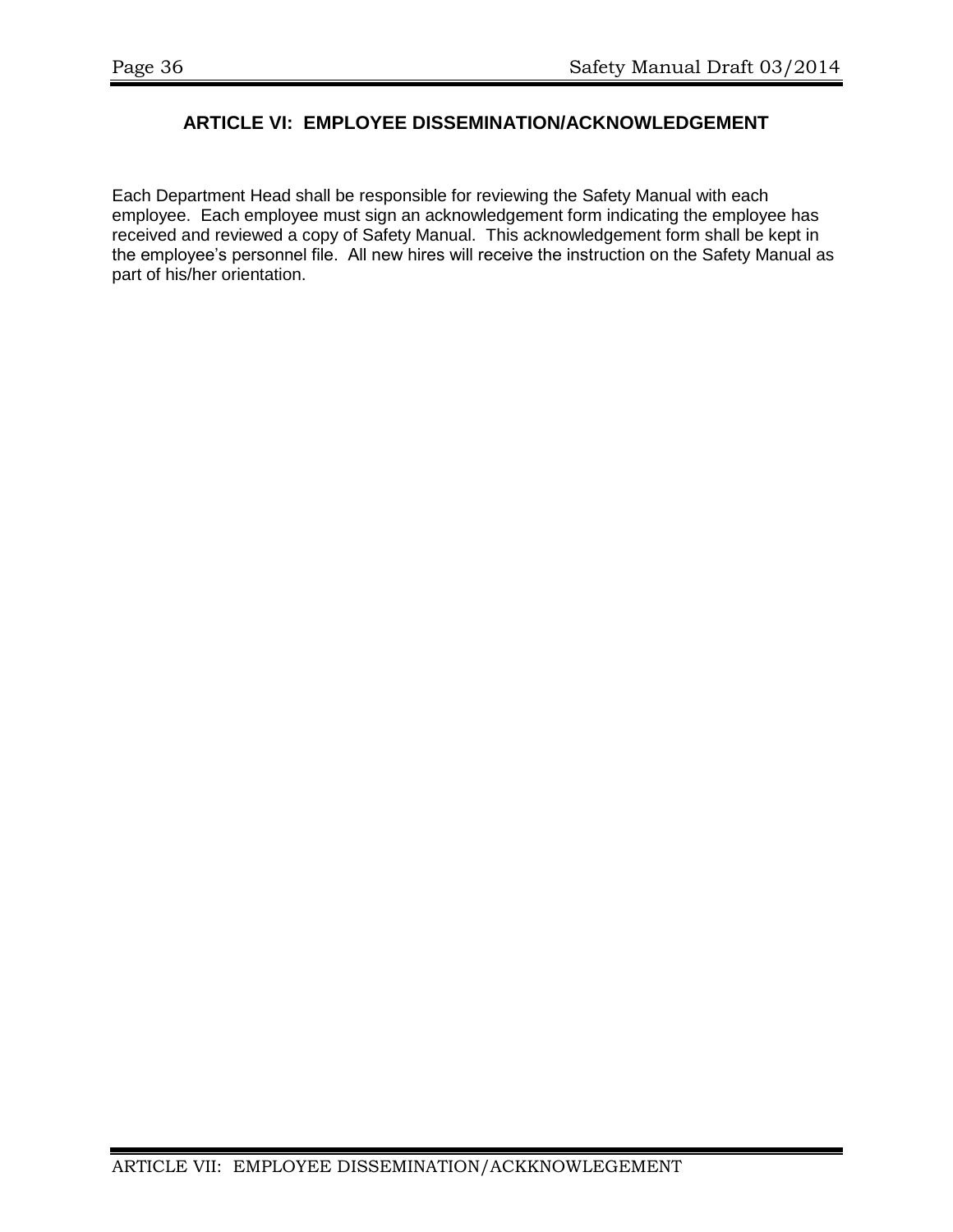## ARTICLE VI: EMPLOYEE DISSEMINATION/ACKNOWLEDGEMENT

Each Department Head shall be responsible for reviewing the Safety Manual with each employee. Each employee must sign an acknowledgement form indicating the employee has received and reviewed a copy of Safety Manual. This acknowledgement form shall be kept in the employee's personnel file. All new hires will receive the instruction on the Safety Manual as part of his/her orientation.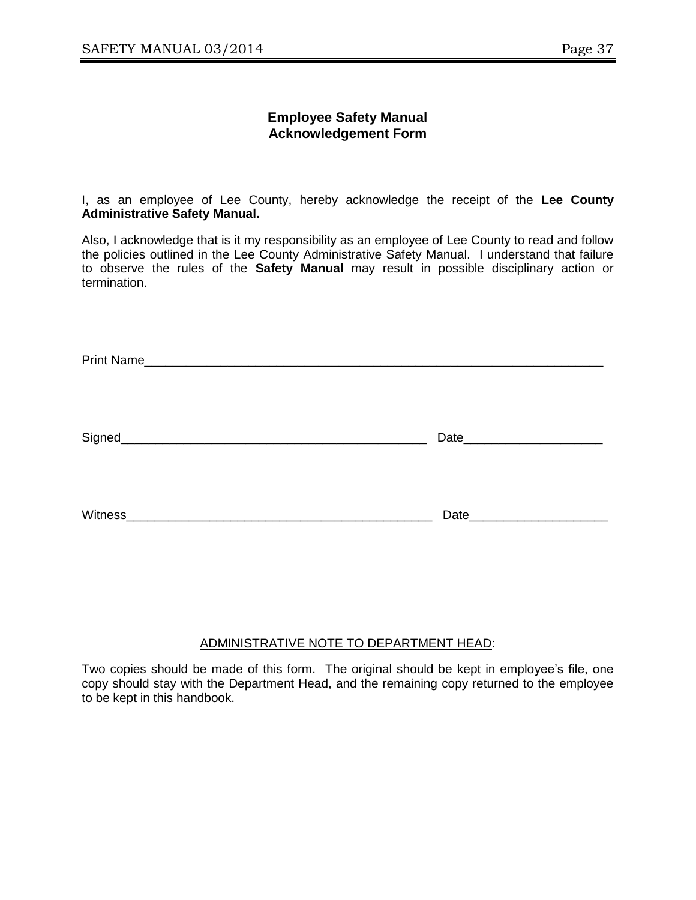## Employee Safety Manual Acknowledgement Form

I, as an employee of Lee County, hereby acknowledge the receipt of the **Lee County Administrative Safety Manual.**

Also, I acknowledge that is it my responsibility as an employee of Lee County to read and follow the policies outlined in the Lee County Administrative Safety Manual. I understand that failure to observe the rules of the **Safety Manual** may result in possible disciplinary action or termination.

Print Name_____________________________________________________________________

Signed_____________________________________________ Date____________________

Witness_____________________________________________ Date____________________

ADMINISTRATIVE NOTE TO DEPARTMENT HEAD:

Two copies should be made of this form. The original should be kept in employee's file, one copy should stay with the Department Head, and the remaining copy returned to the employee to be kept in this handbook.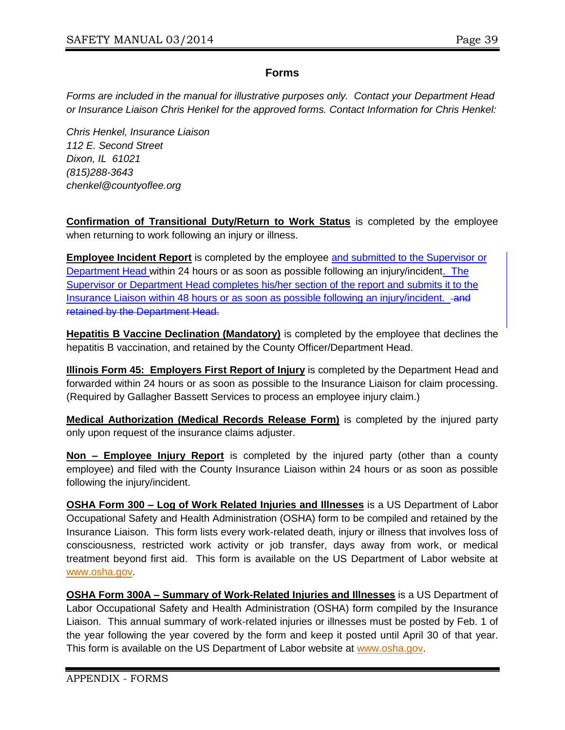## Forms

*Forms are included in the manual for illustrative purposes only. Contact your Department Head or Insurance Liaison Chris Henkel for the approved forms. Contact Information for Chris Henkel:*

*Chris Henkel, Insurance Liaison*
*112 E. Second Street*
*Dixon, IL 61021*
*(815)288-3643*
*chenkel@countyoflee.org*

**Confirmation of Transitional Duty/Return to Work Status** is completed by the employee when returning to work following an injury or illness.

**Employee Incident Report** is completed by the employee and submitted to the Supervisor or Department Head within 24 hours or as soon as possible following an injury/incident. The Supervisor or Department Head completes his/her section of the report and submits it to the Insurance Liaison within 48 hours or as soon as possible following an injury/incident. ~~and retained by the Department Head.~~

**Hepatitis B Vaccine Declination (Mandatory)** is completed by the employee that declines the hepatitis B vaccination, and retained by the County Officer/Department Head.

**Illinois Form 45: Employers First Report of Injury** is completed by the Department Head and forwarded within 24 hours or as soon as possible to the Insurance Liaison for claim processing. (Required by Gallagher Bassett Services to process an employee injury claim.)

**Medical Authorization (Medical Records Release Form)** is completed by the injured party only upon request of the insurance claims adjuster.

**Non – Employee Injury Report** is completed by the injured party (other than a county employee) and filed with the County Insurance Liaison within 24 hours or as soon as possible following the injury/incident.

**OSHA Form 300 – Log of Work Related Injuries and Illnesses** is a US Department of Labor Occupational Safety and Health Administration (OSHA) form to be compiled and retained by the Insurance Liaison. This form lists every work-related death, injury or illness that involves loss of consciousness, restricted work activity or job transfer, days away from work, or medical treatment beyond first aid. This form is available on the US Department of Labor website at www.osha.gov.

**OSHA Form 300A – Summary of Work-Related Injuries and Illnesses** is a US Department of Labor Occupational Safety and Health Administration (OSHA) form compiled by the Insurance Liaison. This annual summary of work-related injuries or illnesses must be posted by Feb. 1 of the year following the year covered by the form and keep it posted until April 30 of that year. This form is available on the US Department of Labor website at www.osha.gov.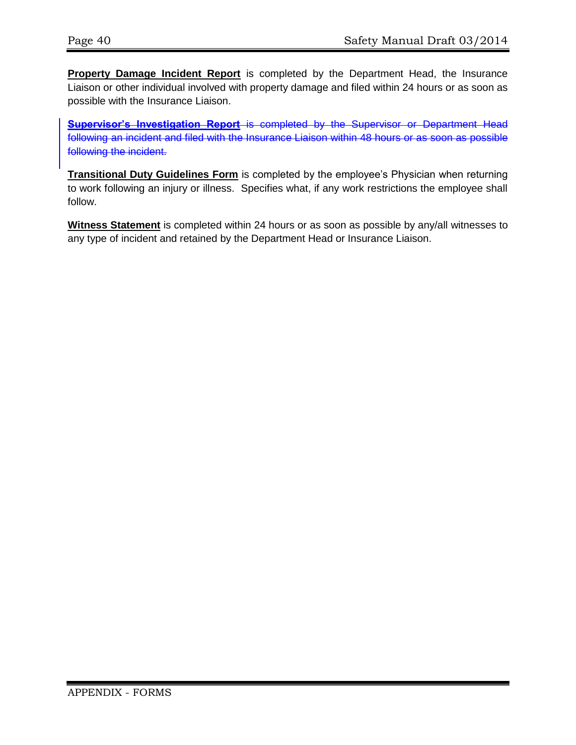**<u>Property Damage Incident Report</u>** is completed by the Department Head, the Insurance Liaison or other individual involved with property damage and filed within 24 hours or as soon as possible with the Insurance Liaison.

~~**Supervisor's Investigation Report** is completed by the Supervisor or Department Head following an incident and filed with the Insurance Liaison within 48 hours or as soon as possible following the incident.~~

**<u>Transitional Duty Guidelines Form</u>** is completed by the employee's Physician when returning to work following an injury or illness. Specifies what, if any work restrictions the employee shall follow.

**<u>Witness Statement</u>** is completed within 24 hours or as soon as possible by any/all witnesses to any type of incident and retained by the Department Head or Insurance Liaison.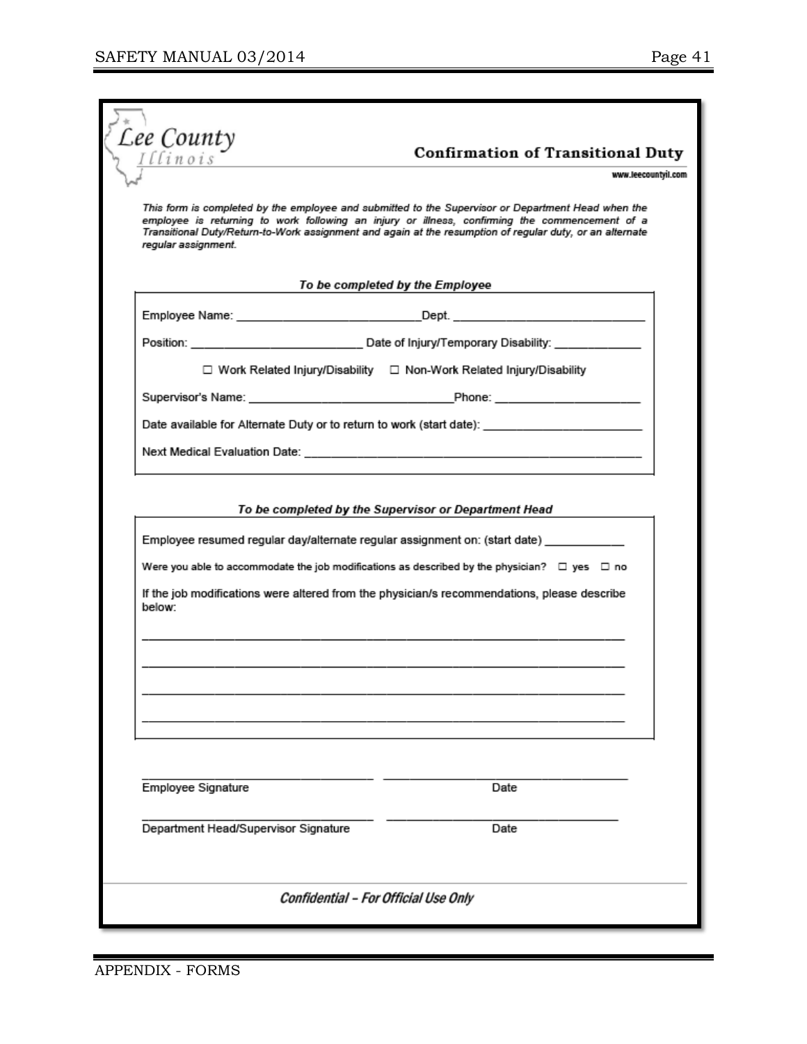Lee County
Illinois

# Confirmation of Transitional Duty

www.leecountyil.com

*This form is completed by the employee and submitted to the Supervisor or Department Head when the employee is returning to work following an injury or illness, confirming the commencement of a Transitional Duty/Return-to-Work assignment and again at the resumption of regular duty, or an alternate regular assignment.*

## *To be completed by the Employee*

Employee Name: ___________________________ Dept. ______________________________

Position: __________________________ Date of Injury/Temporary Disability: ______________

☐ Work Related Injury/Disability ☐ Non-Work Related Injury/Disability

Supervisor's Name: ______________________________ Phone: ______________________

Date available for Alternate Duty or to return to work (start date): _________________________

Next Medical Evaluation Date: ____________________________________________________

## *To be completed by the Supervisor or Department Head*

Employee resumed regular day/alternate regular assignment on: (start date) ____________

Were you able to accommodate the job modifications as described by the physician? ☐ yes ☐ no

If the job modifications were altered from the physician/s recommendations, please describe below:

_____________________________________________________________________

_____________________________________________________________________

_____________________________________________________________________

_____________________________________________________________________

__________________________________ __________________________________
Employee Signature Date

__________________________________ __________________________________
Department Head/Supervisor Signature Date

*Confidential – For Official Use Only*

APPENDIX - FORMS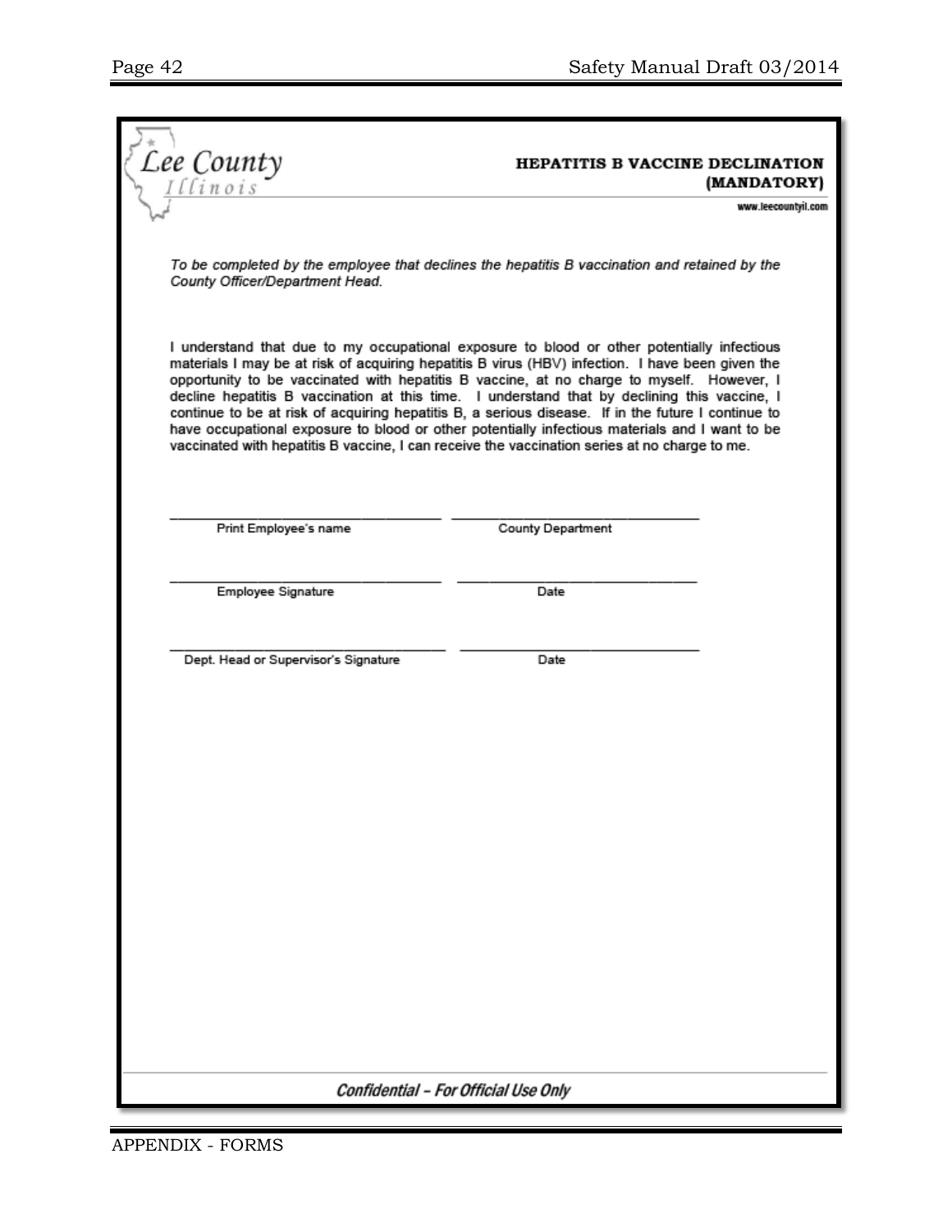Lee County
Illinois

## HEPATITIS B VACCINE DECLINATION (MANDATORY)

www.leecountyil.com

*To be completed by the employee that declines the hepatitis B vaccination and retained by the County Officer/Department Head.*

I understand that due to my occupational exposure to blood or other potentially infectious materials I may be at risk of acquiring hepatitis B virus (HBV) infection. I have been given the opportunity to be vaccinated with hepatitis B vaccine, at no charge to myself. However, I decline hepatitis B vaccination at this time. I understand that by declining this vaccine, I continue to be at risk of acquiring hepatitis B, a serious disease. If in the future I continue to have occupational exposure to blood or other potentially infectious materials and I want to be vaccinated with hepatitis B vaccine, I can receive the vaccination series at no charge to me.

\_\_\_\_\_\_\_\_\_\_\_\_\_\_\_\_\_\_\_\_\_\_\_\_\_\_\_\_\_\_ \_\_\_\_\_\_\_\_\_\_\_\_\_\_\_\_\_\_\_\_\_\_\_\_\_\_\_\_\_\_
Print Employee's name                    County Department

\_\_\_\_\_\_\_\_\_\_\_\_\_\_\_\_\_\_\_\_\_\_\_\_\_\_\_\_\_\_ \_\_\_\_\_\_\_\_\_\_\_\_\_\_\_\_\_\_\_\_\_\_\_\_\_\_\_\_\_\_
Employee Signature                    Date

\_\_\_\_\_\_\_\_\_\_\_\_\_\_\_\_\_\_\_\_\_\_\_\_\_\_\_\_\_\_ \_\_\_\_\_\_\_\_\_\_\_\_\_\_\_\_\_\_\_\_\_\_\_\_\_\_\_\_\_\_
Dept. Head or Supervisor's Signature                    Date

*Confidential – For Official Use Only*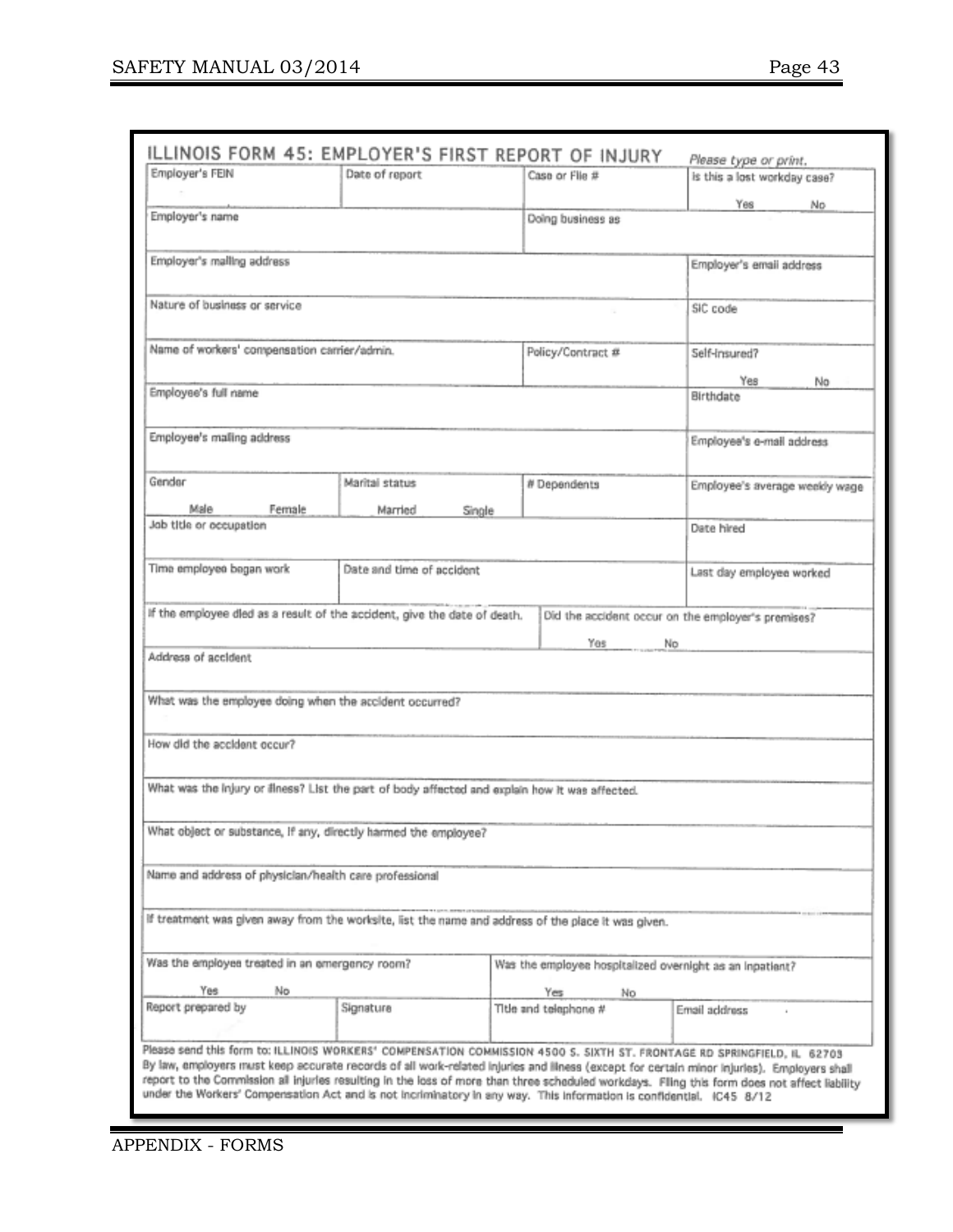## ILLINOIS FORM 45: EMPLOYER'S FIRST REPORT OF INJURY

*Please type or print.*

| Employer's FEIN | Date of report | Case or File # | Is this a lost workday case? Yes No |
|---|---|---|---|
| Employer's name | | Doing business as | |
| Employer's mailing address | | | Employer's email address |
| Nature of business or service | | | SIC code |
| Name of workers' compensation carrier/admin. | | Policy/Contract # | Self-insured? Yes No |
| Employee's full name | | | Birthdate |
| Employee's mailing address | | | Employee's e-mail address |
| Gender Male Female | Marital status Married Single | # Dependents | Employee's average weekly wage |
| Job title or occupation | | | Date hired |
| Time employee began work | Date and time of accident | | Last day employee worked |
| If the employee died as a result of the accident, give the date of death. | | Did the accident occur on the employer's premises? Yes No | |
| Address of accident | | | |
| What was the employee doing when the accident occurred? | | | |
| How did the accident occur? | | | |
| What was the injury or illness? List the part of body affected and explain how it was affected. | | | |
| What object or substance, if any, directly harmed the employee? | | | |
| Name and address of physician/health care professional | | | |
| If treatment was given away from the worksite, list the name and address of the place it was given. | | | |
| Was the employee treated in an emergency room? Yes No | | Was the employee hospitalized overnight as an inpatient? Yes No | |
| Report prepared by | Signature | Title and telephone # | Email address |

Please send this form to: ILLINOIS WORKERS' COMPENSATION COMMISSION 4500 S. SIXTH ST. FRONTAGE RD SPRINGFIELD, IL 62703
By law, employers must keep accurate records of all work-related injuries and illness (except for certain minor injuries). Employers shall report to the Commission all injuries resulting in the loss of more than three scheduled workdays. Filing this form does not affect liability under the Workers' Compensation Act and is not incriminatory in any way. This information is confidential. IC45 8/12

APPENDIX - FORMS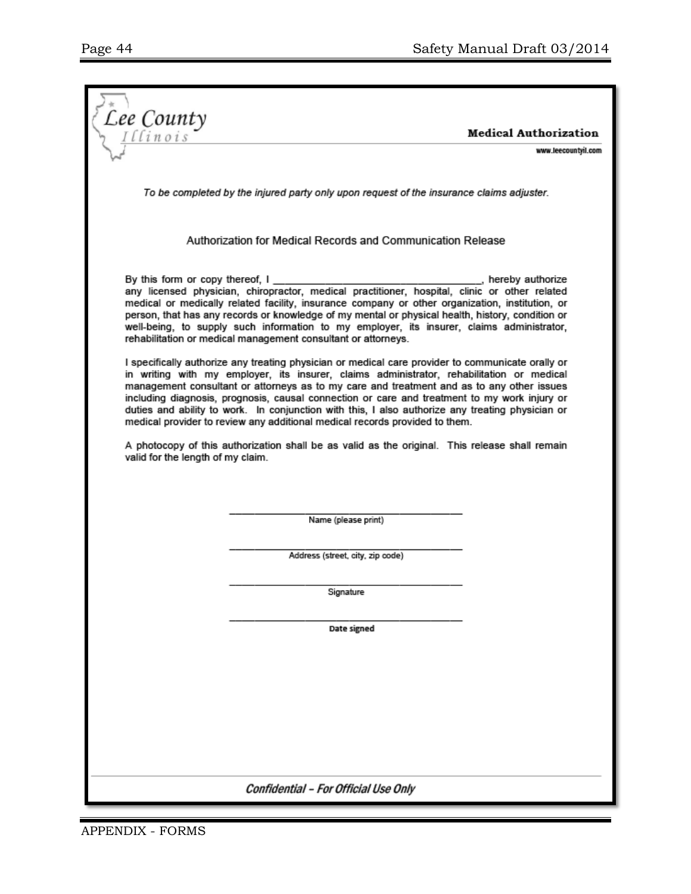Lee County
Illinois

**Medical Authorization**

www.leecountyil.com

*To be completed by the injured party only upon request of the insurance claims adjuster.*

Authorization for Medical Records and Communication Release

By this form or copy thereof, I ____________________________________, hereby authorize any licensed physician, chiropractor, medical practitioner, hospital, clinic or other related medical or medically related facility, insurance company or other organization, institution, or person, that has any records or knowledge of my mental or physical health, history, condition or well-being, to supply such information to my employer, its insurer, claims administrator, rehabilitation or medical management consultant or attorneys.

I specifically authorize any treating physician or medical care provider to communicate orally or in writing with my employer, its insurer, claims administrator, rehabilitation or medical management consultant or attorneys as to my care and treatment and as to any other issues including diagnosis, prognosis, causal connection or care and treatment to my work injury or duties and ability to work. In conjunction with this, I also authorize any treating physician or medical provider to review any additional medical records provided to them.

A photocopy of this authorization shall be as valid as the original. This release shall remain valid for the length of my claim.

____________________________________
Name (please print)

____________________________________
Address (street, city, zip code)

____________________________________
Signature

____________________________________
Date signed

*Confidential – For Official Use Only*

APPENDIX - FORMS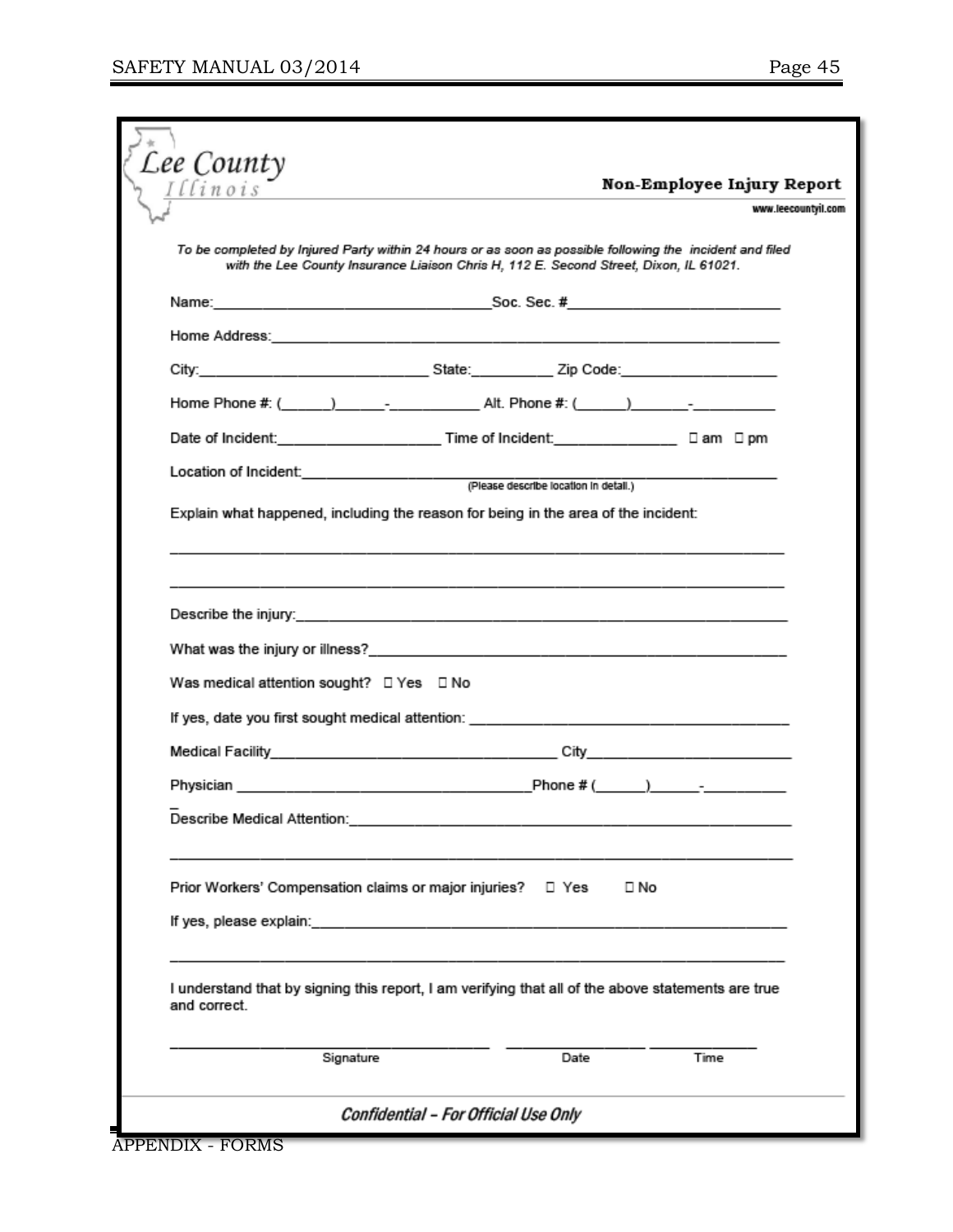Lee County Illinois

## Non-Employee Injury Report

www.leecountyil.com

*To be completed by Injured Party within 24 hours or as soon as possible following the incident and filed with the Lee County Insurance Liaison Chris H, 112 E. Second Street, Dixon, IL 61021.*

Name:_________________________________ Soc. Sec. #_________________________

Home Address:_________________________________________________________________

City:____________________________ State:__________ Zip Code:___________________

Home Phone #: (______)______-__________ Alt. Phone #: (______)_______-__________

Date of Incident:____________________ Time of Incident:_______________ ☐ am ☐ pm

Location of Incident:_____________________________________________________________
(Please describe location in detail.)

Explain what happened, including the reason for being in the area of the incident:

___________________________________________________________________________

___________________________________________________________________________

Describe the injury:_______________________________________________________________

What was the injury or illness?______________________________________________________

Was medical attention sought? ☐ Yes ☐ No

If yes, date you first sought medical attention: ____________________________________

Medical Facility__________________________________ City________________________

Physician ___________________________________Phone # (______)______-__________

Describe Medical Attention:__________________________________________________________

___________________________________________________________________________

Prior Workers' Compensation claims or major injuries? ☐ Yes ☐ No

If yes, please explain:_____________________________________________________________

___________________________________________________________________________

I understand that by signing this report, I am verifying that all of the above statements are true and correct.

_____________________________________ ________________ ____________
Signature Date Time

*Confidential – For Official Use Only*

APPENDIX - FORMS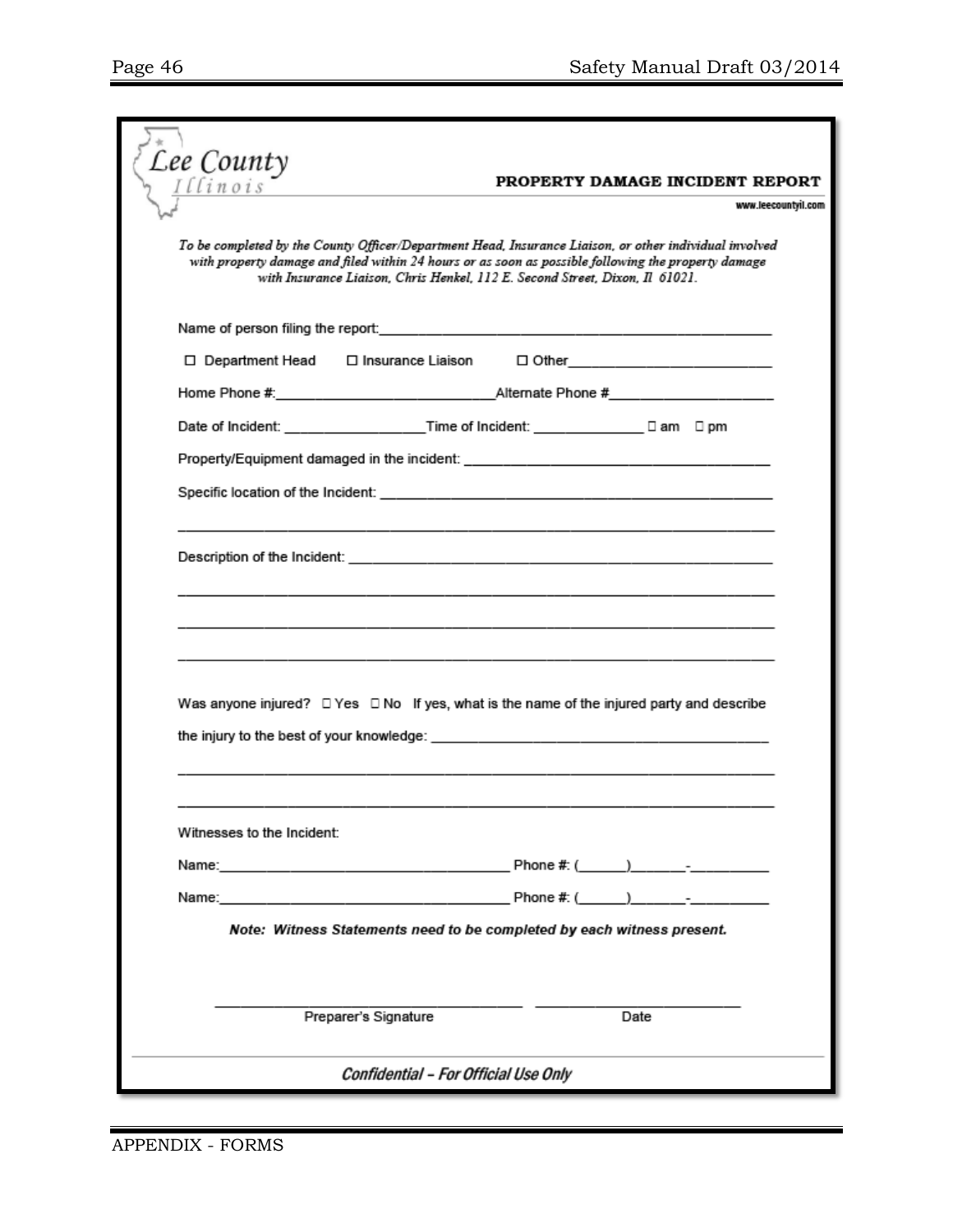Lee County
Illinois

# PROPERTY DAMAGE INCIDENT REPORT

www.leecountyil.com

*To be completed by the County Officer/Department Head, Insurance Liaison, or other individual involved with property damage and filed within 24 hours or as soon as possible following the property damage with Insurance Liaison, Chris Henkel, 112 E. Second Street, Dixon, Il 61021.*

Name of person filing the report:_______________________________________________

☐ Department Head ☐ Insurance Liaison ☐ Other__________________________

Home Phone #:__________________________Alternate Phone #____________________

Date of Incident: _________________Time of Incident: _____________ ☐ am ☐ pm

Property/Equipment damaged in the incident: ___________________________________

Specific location of the Incident: _____________________________________________

_________________________________________________________________________

Description of the Incident: ________________________________________________

_________________________________________________________________________

_________________________________________________________________________

_________________________________________________________________________

Was anyone injured? ☐ Yes ☐ No If yes, what is the name of the injured party and describe the injury to the best of your knowledge: ___________________________________________

_________________________________________________________________________

_________________________________________________________________________

Witnesses to the Incident:

Name:___________________________________ Phone #: (______)_______-__________

Name:___________________________________ Phone #: (______)_______-__________

***Note: Witness Statements need to be completed by each witness present.***

___________________________________ ________________________

Preparer's Signature Date

*Confidential – For Official Use Only*

APPENDIX - FORMS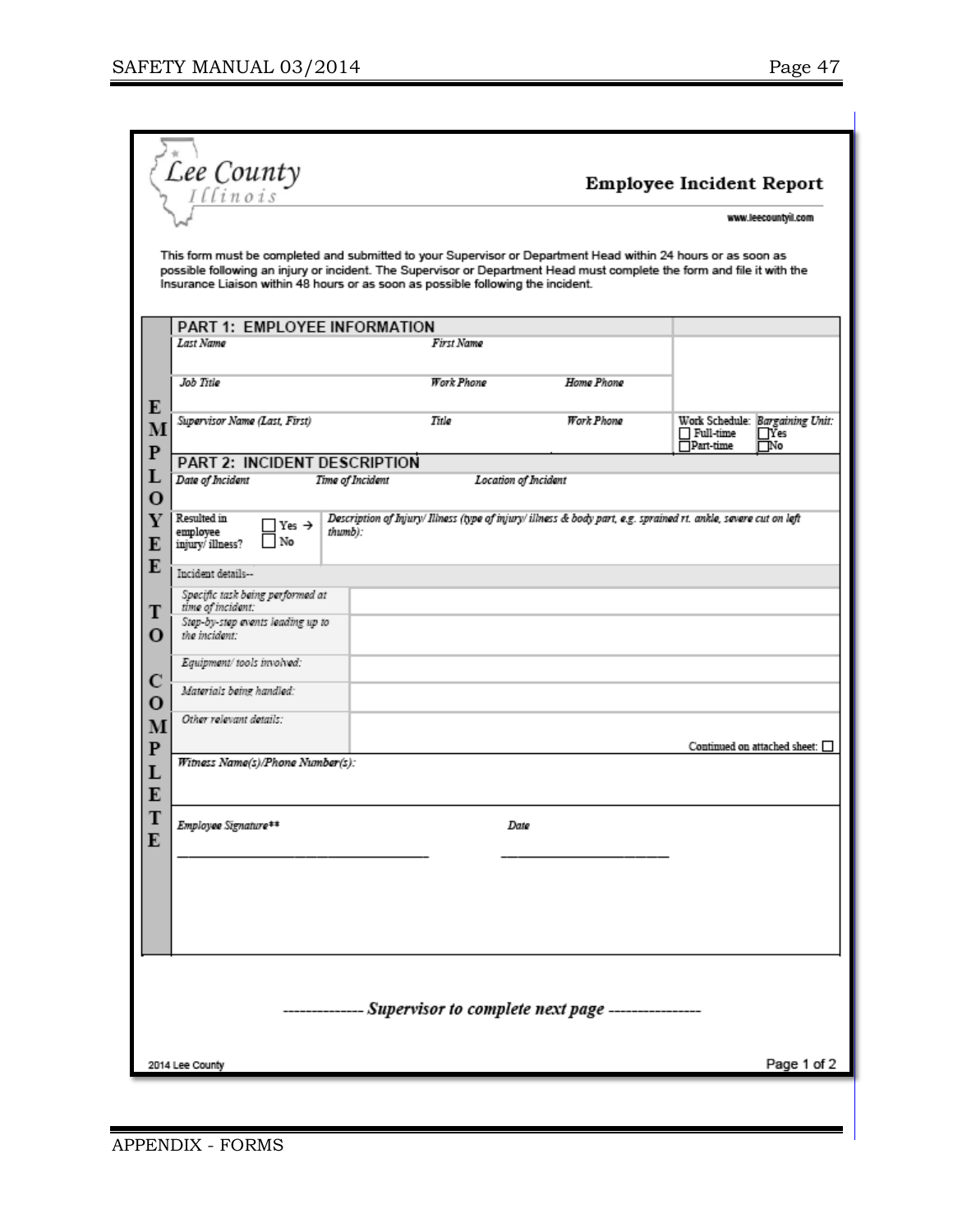Lee County
Illinois

# Employee Incident Report

www.leecountyil.com

This form must be completed and submitted to your Supervisor or Department Head within 24 hours or as soon as possible following an injury or incident. The Supervisor or Department Head must complete the form and file it with the Insurance Liaison within 48 hours or as soon as possible following the incident.

EMPLOYEE TO COMPLETE

## PART 1: EMPLOYEE INFORMATION

| Last Name | First Name | | |
|---|---|---|---|
| Job Title | Work Phone | Home Phone | |
| Supervisor Name (Last, First) | Title | Work Phone | Work Schedule: ☐ Full-time ☐ Part-time / Bargaining Unit: ☐ Yes ☐ No |

## PART 2: INCIDENT DESCRIPTION

| Date of Incident | Time of Incident | Location of Incident |
|---|---|---|
| | | |

| Resulted in employee injury/ illness? ☐ Yes → ☐ No | Description of Injury/ Illness (type of injury/ illness & body part, e.g. sprained rt. ankle, severe cut on left thumb): |
|---|---|

Incident details--

| | |
|---|---|
| Specific task being performed at time of incident: | |
| Step-by-step events leading up to the incident: | |
| Equipment/ tools involved: | |
| Materials being handled: | |
| Other relevant details: | Continued on attached sheet: ☐ |

Witness Name(s)/Phone Number(s):

Employee Signature** \_\_\_\_\_\_\_\_\_\_\_\_\_\_\_\_\_\_\_\_\_\_\_\_\_\_\_\_\_\_ Date \_\_\_\_\_\_\_\_\_\_\_\_\_\_\_\_\_\_\_\_

-------------- Supervisor to complete next page ----------------

2014 Lee County

APPENDIX - FORMS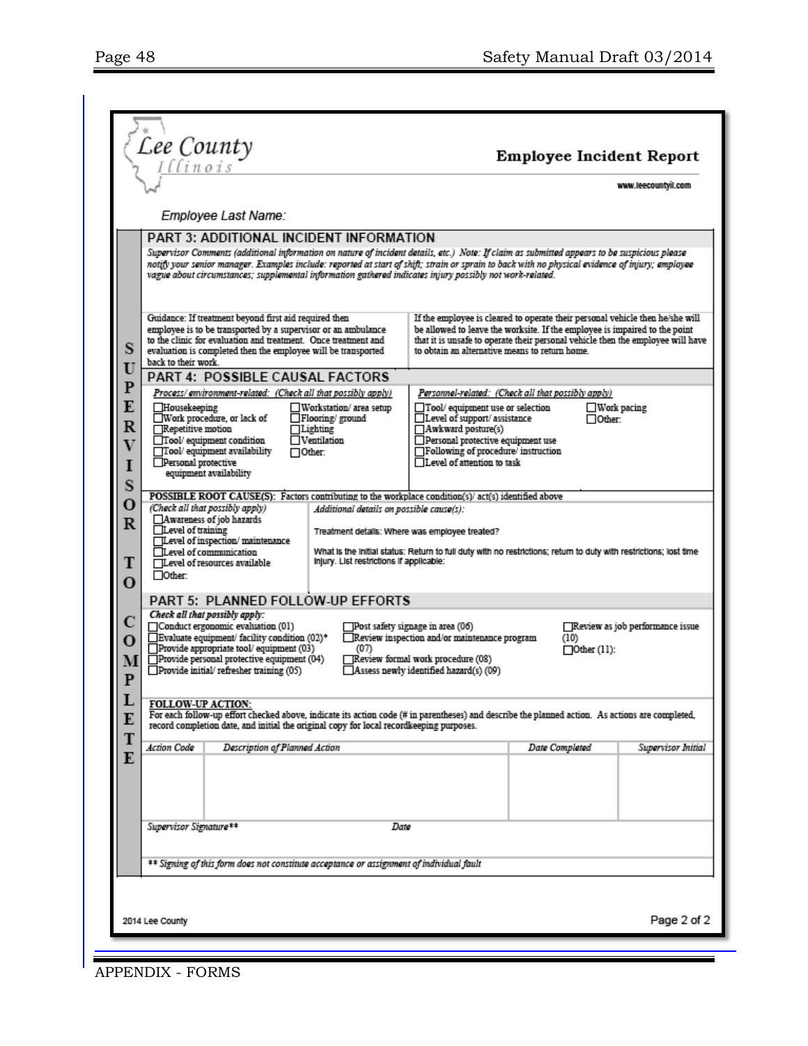Lee County
Illinois

# Employee Incident Report

www.leecountyil.com

Employee Last Name:

SUPERVISOR TO COMPLETE

## PART 3: ADDITIONAL INCIDENT INFORMATION

*Supervisor Comments (additional information on nature of incident details, etc.) Note: If claim as submitted appears to be suspicious please notify your senior manager. Examples include: reported at start of shift; strain or sprain to back with no physical evidence of injury; employee vague about circumstances; supplemental information gathered indicates injury possibly not work-related.*

Guidance: If treatment beyond first aid required then employee is to be transported by a supervisor or an ambulance to the clinic for evaluation and treatment. Once treatment and evaluation is completed then the employee will be transported back to their work.

If the employee is cleared to operate their personal vehicle then he/she will be allowed to leave the worksite. If the employee is impaired to the point that it is unsafe to operate their personal vehicle then the employee will have to obtain an alternative means to return home.

## PART 4: POSSIBLE CAUSAL FACTORS

*Process/ environment-related: (Check all that possibly apply)*

- ☐ Housekeeping
- ☐ Work procedure, or lack of
- ☐ Repetitive motion
- ☐ Tool/ equipment condition
- ☐ Tool/ equipment availability
- ☐ Personal protective equipment availability
- ☐ Workstation/ area setup
- ☐ Flooring/ ground
- ☐ Lighting
- ☐ Ventilation
- ☐ Other:

*Personnel-related: (Check all that possibly apply)*

- ☐ Tool/ equipment use or selection
- ☐ Level of support/ assistance
- ☐ Awkward posture(s)
- ☐ Personal protective equipment use
- ☐ Following of procedure/ instruction
- ☐ Level of attention to task
- ☐ Work pacing
- ☐ Other:

**POSSIBLE ROOT CAUSE(S):** Factors contributing to the workplace condition(s)/ act(s) identified above

*(Check all that possibly apply)*

- ☐ Awareness of job hazards
- ☐ Level of training
- ☐ Level of inspection/ maintenance
- ☐ Level of communication
- ☐ Level of resources available
- ☐ Other:

*Additional details on possible cause(s):*

Treatment details: Where was employee treated?

What is the initial status: Return to full duty with no restrictions; return to duty with restrictions; lost time injury. List restrictions if applicable:

## PART 5: PLANNED FOLLOW-UP EFFORTS

*Check all that possibly apply:*

- ☐ Conduct ergonomic evaluation (01)
- ☐ Evaluate equipment/ facility condition (02)*
- ☐ Provide appropriate tool/ equipment (03)
- ☐ Provide personal protective equipment (04)
- ☐ Provide initial/ refresher training (05)
- ☐ Post safety signage in area (06)
- ☐ Review inspection and/or maintenance program (07)
- ☐ Review formal work procedure (08)
- ☐ Assess newly identified hazard(s) (09)
- ☐ Review as job performance issue (10)
- ☐ Other (11):

**FOLLOW-UP ACTION:**

For each follow-up effort checked above, indicate its action code (# in parentheses) and describe the planned action. As actions are completed, record completion date, and initial the original copy for local recordkeeping purposes.

| *Action Code* | *Description of Planned Action* | *Date Completed* | *Supervisor Initial* |
|---|---|---|---|
| | | | |

*Supervisor Signature*** *Date*

*** Signing of this form does not constitute acceptance or assignment of individual fault*

2014 Lee County

APPENDIX - FORMS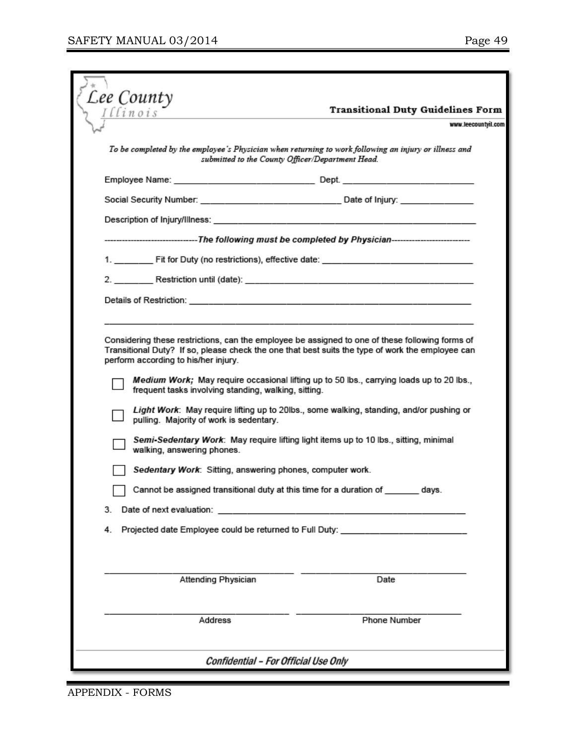Lee County
Illinois

## Transitional Duty Guidelines Form

www.leecountyil.com

*To be completed by the employee's Physician when returning to work following an injury or illness and submitted to the County Officer/Department Head.*

Employee Name: ____________________________ Dept. ___________________________

Social Security Number: ____________________________ Date of Injury: _______________

Description of Injury/Illness: ______________________________________________________

-------------------------------*The following must be completed by Physician*---------------------------

1. ________ Fit for Duty (no restrictions), effective date: ________________________________

2. ________ Restriction until (date): _______________________________________________

Details of Restriction: ___________________________________________________________

______________________________________________________________________________

Considering these restrictions, can the employee be assigned to one of these following forms of Transitional Duty? If so, please check the one that best suits the type of work the employee can perform according to his/her injury.

- ☐ ***Medium Work;*** May require occasional lifting up to 50 lbs., carrying loads up to 20 lbs., frequent tasks involving standing, walking, sitting.
- ☐ ***Light Work***: May require lifting up to 20lbs., some walking, standing, and/or pushing or pulling. Majority of work is sedentary.
- ☐ ***Semi-Sedentary Work***: May require lifting light items up to 10 lbs., sitting, minimal walking, answering phones.
- ☐ ***Sedentary Work***: Sitting, answering phones, computer work.
- ☐ Cannot be assigned transitional duty at this time for a duration of _______ days.

3. Date of next evaluation: ____________________________________________________

4. Projected date Employee could be returned to Full Duty: _________________________

___________________________________ ___________________________________
Attending Physician Date

___________________________________ ___________________________________
Address Phone Number

*Confidential – For Official Use Only*

APPENDIX - FORMS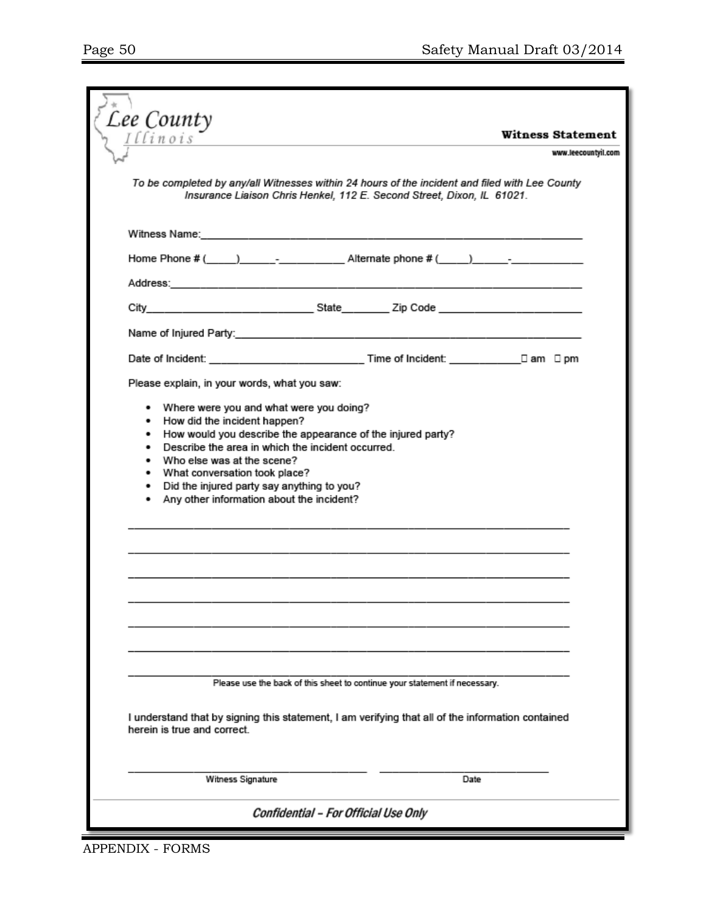Lee County
Illinois

## Witness Statement

www.leecountyil.com

*To be completed by any/all Witnesses within 24 hours of the incident and filed with Lee County Insurance Liaison Chris Henkel, 112 E. Second Street, Dixon, IL 61021.*

Witness Name:\_\_\_\_\_\_\_\_\_\_\_\_\_\_\_\_\_\_\_\_\_\_\_\_\_\_\_\_\_\_\_\_\_\_\_\_\_\_\_\_\_\_\_\_\_\_\_\_\_\_\_\_\_\_\_\_\_\_

Home Phone # (\_\_\_\_\_)\_\_\_\_\_\_-\_\_\_\_\_\_\_\_\_\_\_ Alternate phone # (\_\_\_\_\_)\_\_\_\_\_\_-\_\_\_\_\_\_\_\_\_\_\_

Address:\_\_\_\_\_\_\_\_\_\_\_\_\_\_\_\_\_\_\_\_\_\_\_\_\_\_\_\_\_\_\_\_\_\_\_\_\_\_\_\_\_\_\_\_\_\_\_\_\_\_\_\_\_\_\_\_\_\_\_\_\_\_\_

City\_\_\_\_\_\_\_\_\_\_\_\_\_\_\_\_\_\_\_\_\_\_\_\_\_\_\_ State\_\_\_\_\_\_\_\_ Zip Code \_\_\_\_\_\_\_\_\_\_\_\_\_\_\_\_\_\_\_\_\_\_\_

Name of Injured Party:\_\_\_\_\_\_\_\_\_\_\_\_\_\_\_\_\_\_\_\_\_\_\_\_\_\_\_\_\_\_\_\_\_\_\_\_\_\_\_\_\_\_\_\_\_\_\_\_\_\_\_\_\_\_

Date of Incident: \_\_\_\_\_\_\_\_\_\_\_\_\_\_\_\_\_\_\_\_\_\_\_\_\_ Time of Incident: \_\_\_\_\_\_\_\_\_\_\_\_ ☐ am ☐ pm

Please explain, in your words, what you saw:

- Where were you and what were you doing?
- How did the incident happen?
- How would you describe the appearance of the injured party?
- Describe the area in which the incident occurred.
- Who else was at the scene?
- What conversation took place?
- Did the injured party say anything to you?
- Any other information about the incident?

\_\_\_\_\_\_\_\_\_\_\_\_\_\_\_\_\_\_\_\_\_\_\_\_\_\_\_\_\_\_\_\_\_\_\_\_\_\_\_\_\_\_\_\_\_\_\_\_\_\_\_\_\_\_\_\_\_\_\_\_\_\_\_\_\_\_\_\_\_\_

\_\_\_\_\_\_\_\_\_\_\_\_\_\_\_\_\_\_\_\_\_\_\_\_\_\_\_\_\_\_\_\_\_\_\_\_\_\_\_\_\_\_\_\_\_\_\_\_\_\_\_\_\_\_\_\_\_\_\_\_\_\_\_\_\_\_\_\_\_\_

\_\_\_\_\_\_\_\_\_\_\_\_\_\_\_\_\_\_\_\_\_\_\_\_\_\_\_\_\_\_\_\_\_\_\_\_\_\_\_\_\_\_\_\_\_\_\_\_\_\_\_\_\_\_\_\_\_\_\_\_\_\_\_\_\_\_\_\_\_\_

\_\_\_\_\_\_\_\_\_\_\_\_\_\_\_\_\_\_\_\_\_\_\_\_\_\_\_\_\_\_\_\_\_\_\_\_\_\_\_\_\_\_\_\_\_\_\_\_\_\_\_\_\_\_\_\_\_\_\_\_\_\_\_\_\_\_\_\_\_\_

\_\_\_\_\_\_\_\_\_\_\_\_\_\_\_\_\_\_\_\_\_\_\_\_\_\_\_\_\_\_\_\_\_\_\_\_\_\_\_\_\_\_\_\_\_\_\_\_\_\_\_\_\_\_\_\_\_\_\_\_\_\_\_\_\_\_\_\_\_\_

\_\_\_\_\_\_\_\_\_\_\_\_\_\_\_\_\_\_\_\_\_\_\_\_\_\_\_\_\_\_\_\_\_\_\_\_\_\_\_\_\_\_\_\_\_\_\_\_\_\_\_\_\_\_\_\_\_\_\_\_\_\_\_\_\_\_\_\_\_\_

\_\_\_\_\_\_\_\_\_\_\_\_\_\_\_\_\_\_\_\_\_\_\_\_\_\_\_\_\_\_\_\_\_\_\_\_\_\_\_\_\_\_\_\_\_\_\_\_\_\_\_\_\_\_\_\_\_\_\_\_\_\_\_\_\_\_\_\_\_\_

Please use the back of this sheet to continue your statement if necessary.

I understand that by signing this statement, I am verifying that all of the information contained herein is true and correct.

\_\_\_\_\_\_\_\_\_\_\_\_\_\_\_\_\_\_\_\_\_\_\_\_\_\_\_\_\_\_\_\_\_\_\_\_\_\_ \_\_\_\_\_\_\_\_\_\_\_\_\_\_\_\_\_\_\_\_\_\_\_\_\_\_\_

Witness Signature Date

*Confidential – For Official Use Only*

APPENDIX - FORMS